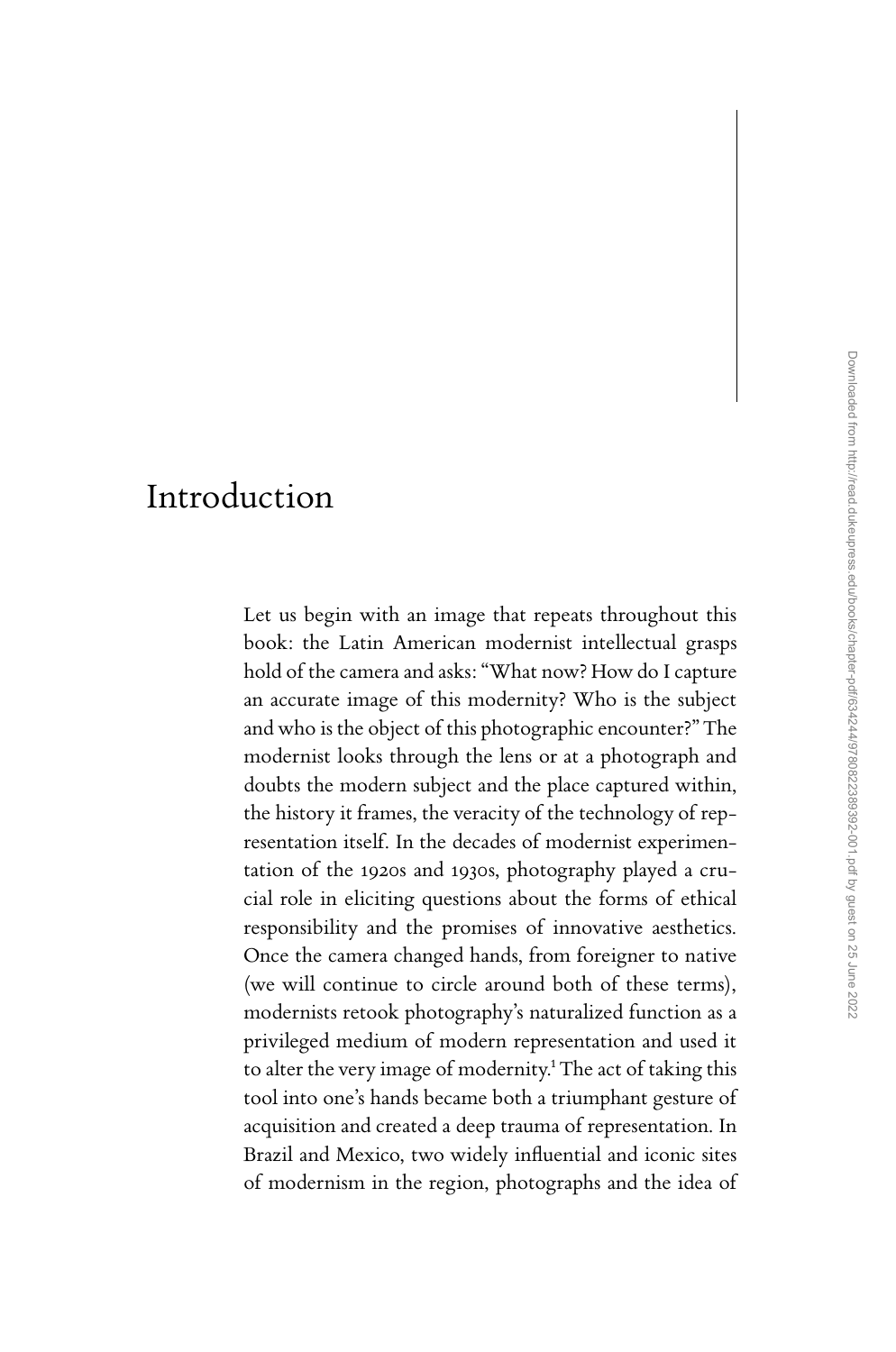# Introduction

Let us begin with an image that repeats throughout this book: the Latin American modernist intellectual grasps hold of the camera and asks: "What now? How do I capture an accurate image of this modernity? Who is the subject and who is the object of this photographic encounter?" The modernist looks through the lens or at a photograph and doubts the modern subject and the place captured within, the history it frames, the veracity of the technology of representation itself. In the decades of modernist experimentation of the 1920s and 1930s, photography played a crucial role in eliciting questions about the forms of ethical responsibility and the promises of innovative aesthetics. Once the camera changed hands, from foreigner to native (we will continue to circle around both of these terms), modernists retook photography's naturalized function as a privileged medium of modern representation and used it to alter the very image of modernity.[1] The act of taking this tool into one's hands became both a triumphant gesture of acquisition and created a deep trauma of representation. In Brazil and Mexico, two widely influential and iconic sites of modernism in the region, photographs and the idea of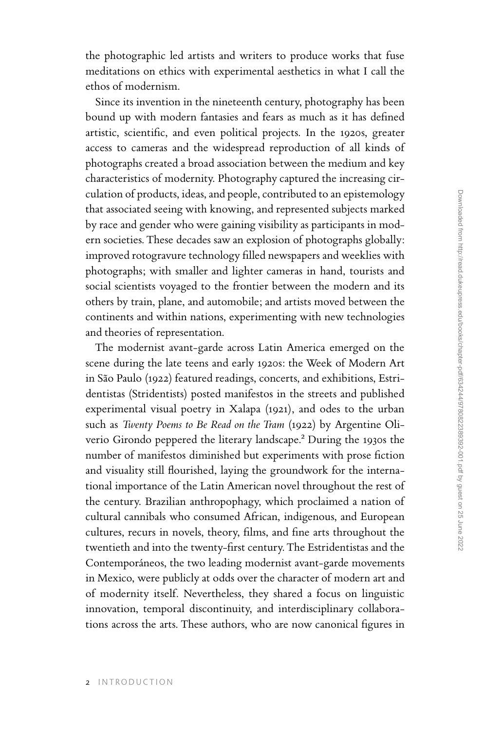the photographic led artists and writers to produce works that fuse meditations on ethics with experimental aesthetics in what I call the ethos of modernism.

Since its invention in the nineteenth century, photography has been bound up with modern fantasies and fears as much as it has defined artistic, scientific, and even political projects. In the 1920s, greater access to cameras and the widespread reproduction of all kinds of photographs created a broad association between the medium and key characteristics of modernity. Photography captured the increasing circulation of products, ideas, and people, contributed to an epistemology that associated seeing with knowing, and represented subjects marked by race and gender who were gaining visibility as participants in modern societies. These decades saw an explosion of photographs globally: improved rotogravure technology filled newspapers and weeklies with photographs; with smaller and lighter cameras in hand, tourists and social scientists voyaged to the frontier between the modern and its others by train, plane, and automobile; and artists moved between the continents and within nations, experimenting with new technologies and theories of representation.

The modernist avant-garde across Latin America emerged on the scene during the late teens and early 1920s: the Week of Modern Art in São Paulo (1922) featured readings, concerts, and exhibitions, Estridentistas (Stridentists) posted manifestos in the streets and published experimental visual poetry in Xalapa (1921), and odes to the urban such as *Twenty Poems to Be Read on the Tram* (1922) by Argentine Oliverio Girondo peppered the literary landscape.[2] During the 1930s the number of manifestos diminished but experiments with prose fiction and visuality still flourished, laying the groundwork for the international importance of the Latin American novel throughout the rest of the century. Brazilian anthropophagy, which proclaimed a nation of cultural cannibals who consumed African, indigenous, and European cultures, recurs in novels, theory, films, and fine arts throughout the twentieth and into the twenty-first century. The Estridentistas and the Contemporáneos, the two leading modernist avant-garde movements in Mexico, were publicly at odds over the character of modern art and of modernity itself. Nevertheless, they shared a focus on linguistic innovation, temporal discontinuity, and interdisciplinary collaborations across the arts. These authors, who are now canonical figures in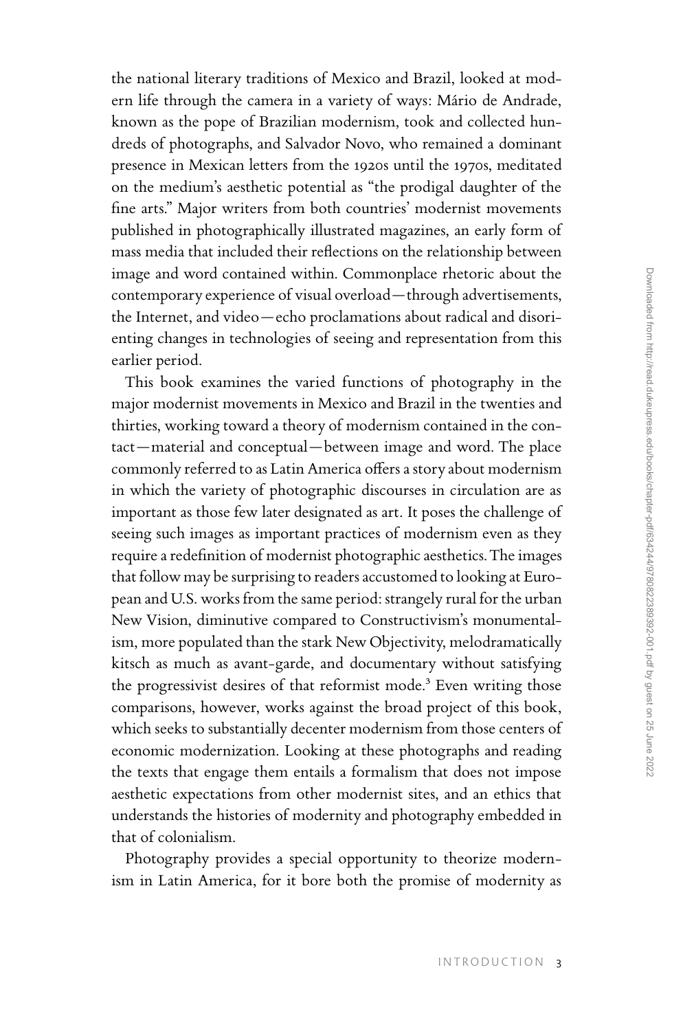the national literary traditions of Mexico and Brazil, looked at modern life through the camera in a variety of ways: Mário de Andrade, known as the pope of Brazilian modernism, took and collected hundreds of photographs, and Salvador Novo, who remained a dominant presence in Mexican letters from the 1920s until the 1970s, meditated on the medium's aesthetic potential as "the prodigal daughter of the fine arts." Major writers from both countries' modernist movements published in photographically illustrated magazines, an early form of mass media that included their reflections on the relationship between image and word contained within. Commonplace rhetoric about the contemporary experience of visual overload—through advertisements, the Internet, and video—echo proclamations about radical and disorienting changes in technologies of seeing and representation from this earlier period.

This book examines the varied functions of photography in the major modernist movements in Mexico and Brazil in the twenties and thirties, working toward a theory of modernism contained in the contact—material and conceptual—between image and word. The place commonly referred to as Latin America offers a story about modernism in which the variety of photographic discourses in circulation are as important as those few later designated as art. It poses the challenge of seeing such images as important practices of modernism even as they require a redefinition of modernist photographic aesthetics. The images that follow may be surprising to readers accustomed to looking at European and U.S. works from the same period: strangely rural for the urban New Vision, diminutive compared to Constructivism's monumentalism, more populated than the stark New Objectivity, melodramatically kitsch as much as avant-garde, and documentary without satisfying the progressivist desires of that reformist mode.[3] Even writing those comparisons, however, works against the broad project of this book, which seeks to substantially decenter modernism from those centers of economic modernization. Looking at these photographs and reading the texts that engage them entails a formalism that does not impose aesthetic expectations from other modernist sites, and an ethics that understands the histories of modernity and photography embedded in that of colonialism.

Photography provides a special opportunity to theorize modernism in Latin America, for it bore both the promise of modernity as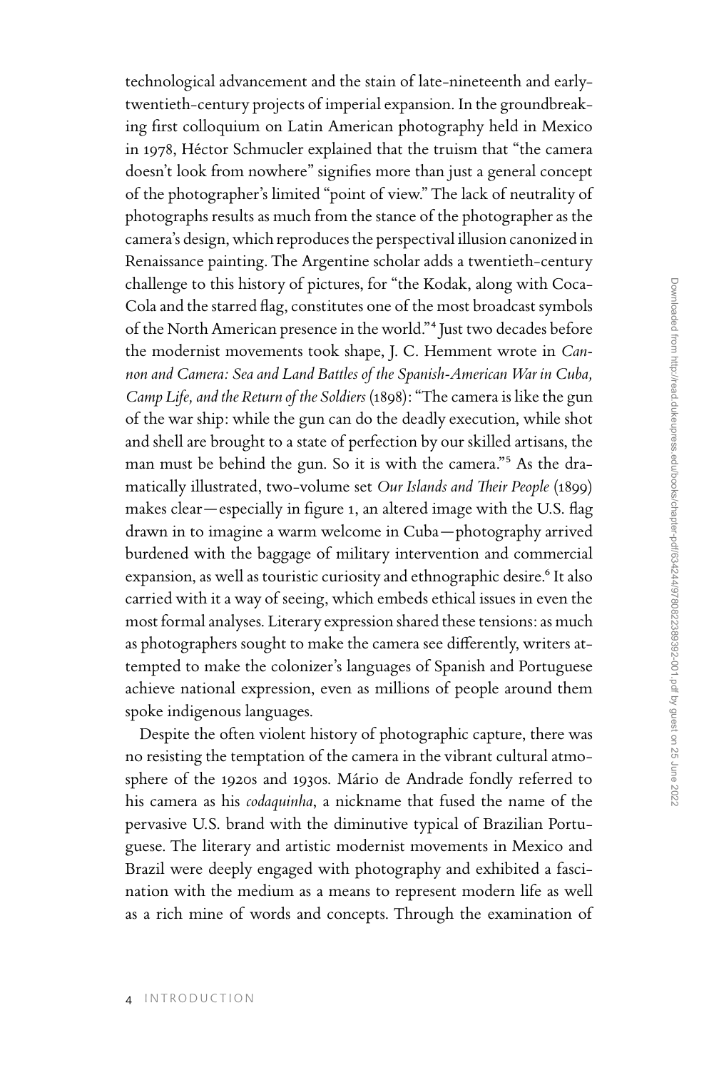technological advancement and the stain of late-nineteenth and early-twentieth-century projects of imperial expansion. In the groundbreaking first colloquium on Latin American photography held in Mexico in 1978, Héctor Schmucler explained that the truism that "the camera doesn't look from nowhere" signifies more than just a general concept of the photographer's limited "point of view." The lack of neutrality of photographs results as much from the stance of the photographer as the camera's design, which reproduces the perspectival illusion canonized in Renaissance painting. The Argentine scholar adds a twentieth-century challenge to this history of pictures, for "the Kodak, along with Coca-Cola and the starred flag, constitutes one of the most broadcast symbols of the North American presence in the world."[4] Just two decades before the modernist movements took shape, J. C. Hemment wrote in *Cannon and Camera: Sea and Land Battles of the Spanish-American War in Cuba, Camp Life, and the Return of the Soldiers* (1898): "The camera is like the gun of the war ship: while the gun can do the deadly execution, while shot and shell are brought to a state of perfection by our skilled artisans, the man must be behind the gun. So it is with the camera."[5] As the dramatically illustrated, two-volume set *Our Islands and Their People* (1899) makes clear—especially in figure 1, an altered image with the U.S. flag drawn in to imagine a warm welcome in Cuba—photography arrived burdened with the baggage of military intervention and commercial expansion, as well as touristic curiosity and ethnographic desire.[6] It also carried with it a way of seeing, which embeds ethical issues in even the most formal analyses. Literary expression shared these tensions: as much as photographers sought to make the camera see differently, writers attempted to make the colonizer's languages of Spanish and Portuguese achieve national expression, even as millions of people around them spoke indigenous languages.

Despite the often violent history of photographic capture, there was no resisting the temptation of the camera in the vibrant cultural atmosphere of the 1920s and 1930s. Mário de Andrade fondly referred to his camera as his *codaquinha*, a nickname that fused the name of the pervasive U.S. brand with the diminutive typical of Brazilian Portuguese. The literary and artistic modernist movements in Mexico and Brazil were deeply engaged with photography and exhibited a fascination with the medium as a means to represent modern life as well as a rich mine of words and concepts. Through the examination of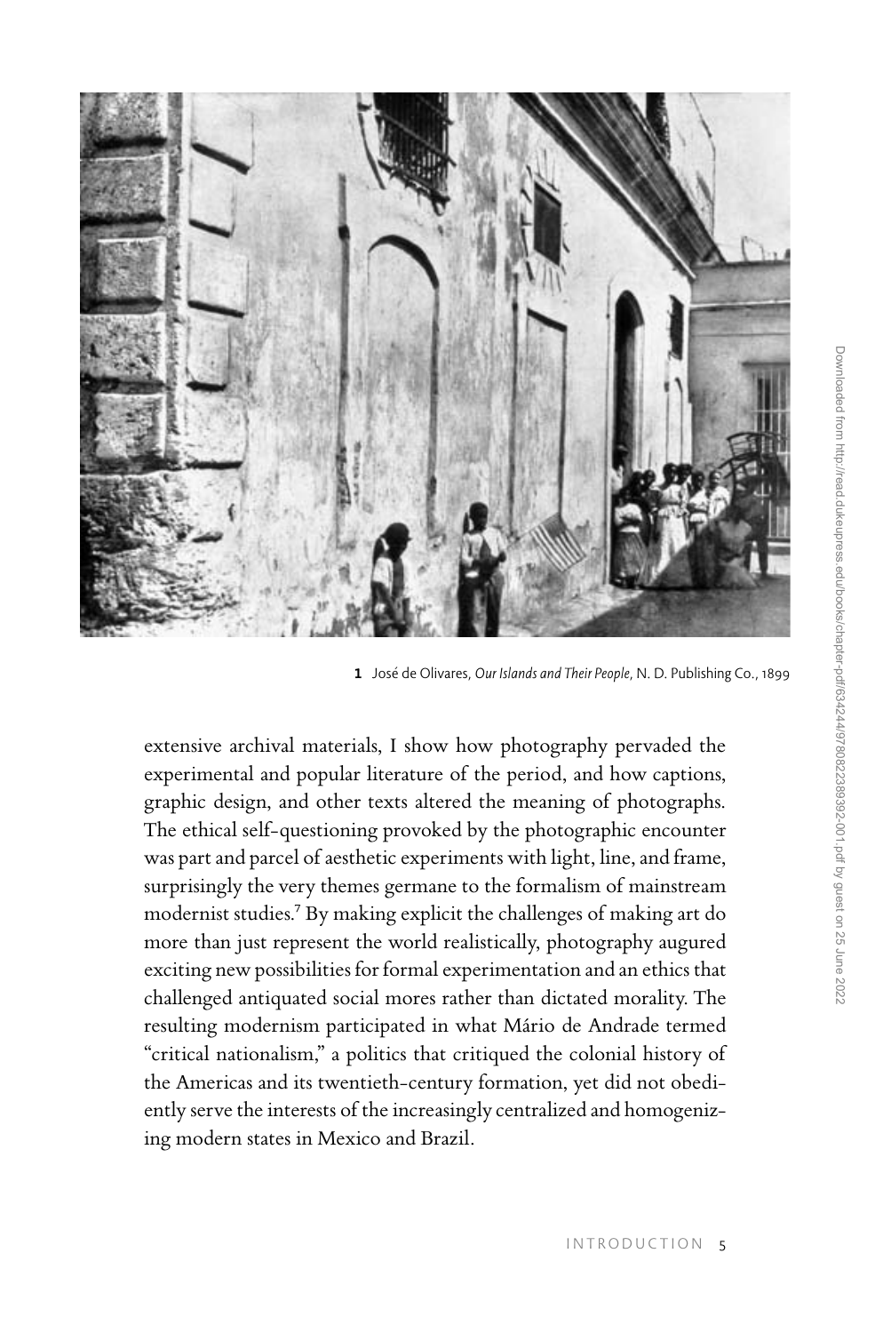1 José de Olivares, *Our Islands and Their People*, N. D. Publishing Co., 1899

extensive archival materials, I show how photography pervaded the experimental and popular literature of the period, and how captions, graphic design, and other texts altered the meaning of photographs. The ethical self-questioning provoked by the photographic encounter was part and parcel of aesthetic experiments with light, line, and frame, surprisingly the very themes germane to the formalism of mainstream modernist studies.[7] By making explicit the challenges of making art do more than just represent the world realistically, photography augured exciting new possibilities for formal experimentation and an ethics that challenged antiquated social mores rather than dictated morality. The resulting modernism participated in what Mário de Andrade termed "critical nationalism," a politics that critiqued the colonial history of the Americas and its twentieth-century formation, yet did not obediently serve the interests of the increasingly centralized and homogenizing modern states in Mexico and Brazil.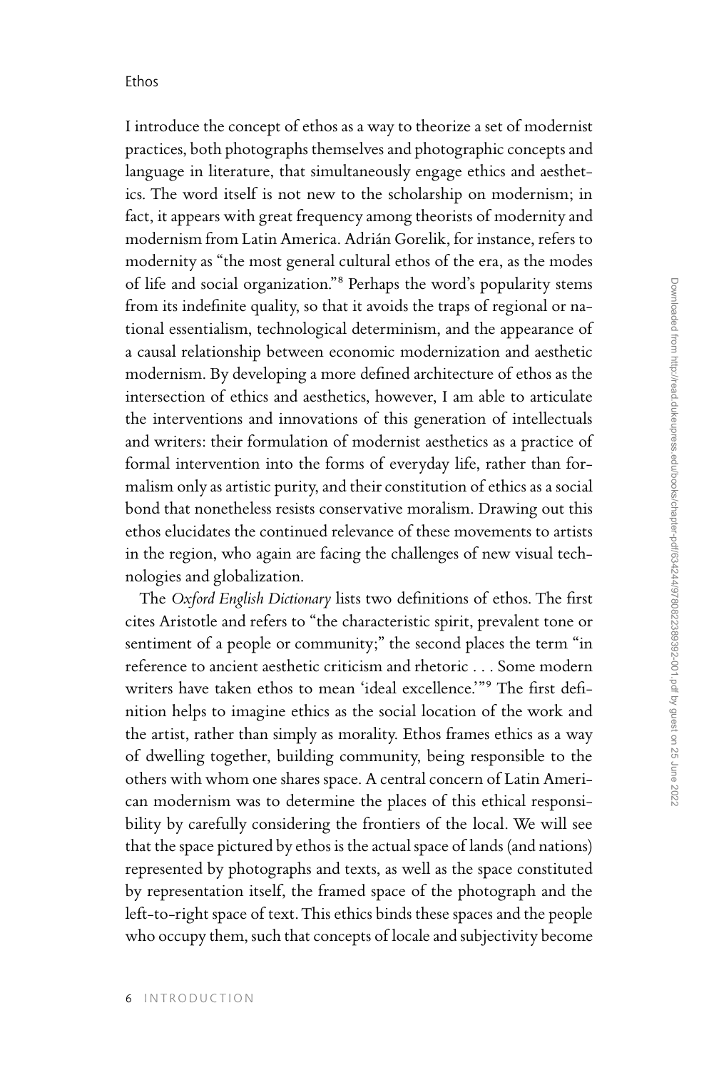## Ethos

I introduce the concept of ethos as a way to theorize a set of modernist practices, both photographs themselves and photographic concepts and language in literature, that simultaneously engage ethics and aesthetics. The word itself is not new to the scholarship on modernism; in fact, it appears with great frequency among theorists of modernity and modernism from Latin America. Adrián Gorelik, for instance, refers to modernity as "the most general cultural ethos of the era, as the modes of life and social organization."[8] Perhaps the word's popularity stems from its indefinite quality, so that it avoids the traps of regional or national essentialism, technological determinism, and the appearance of a causal relationship between economic modernization and aesthetic modernism. By developing a more defined architecture of ethos as the intersection of ethics and aesthetics, however, I am able to articulate the interventions and innovations of this generation of intellectuals and writers: their formulation of modernist aesthetics as a practice of formal intervention into the forms of everyday life, rather than formalism only as artistic purity, and their constitution of ethics as a social bond that nonetheless resists conservative moralism. Drawing out this ethos elucidates the continued relevance of these movements to artists in the region, who again are facing the challenges of new visual technologies and globalization.

The *Oxford English Dictionary* lists two definitions of ethos. The first cites Aristotle and refers to "the characteristic spirit, prevalent tone or sentiment of a people or community;" the second places the term "in reference to ancient aesthetic criticism and rhetoric . . . Some modern writers have taken ethos to mean 'ideal excellence.'"[9] The first definition helps to imagine ethics as the social location of the work and the artist, rather than simply as morality. Ethos frames ethics as a way of dwelling together, building community, being responsible to the others with whom one shares space. A central concern of Latin American modernism was to determine the places of this ethical responsibility by carefully considering the frontiers of the local. We will see that the space pictured by ethos is the actual space of lands (and nations) represented by photographs and texts, as well as the space constituted by representation itself, the framed space of the photograph and the left-to-right space of text. This ethics binds these spaces and the people who occupy them, such that concepts of locale and subjectivity become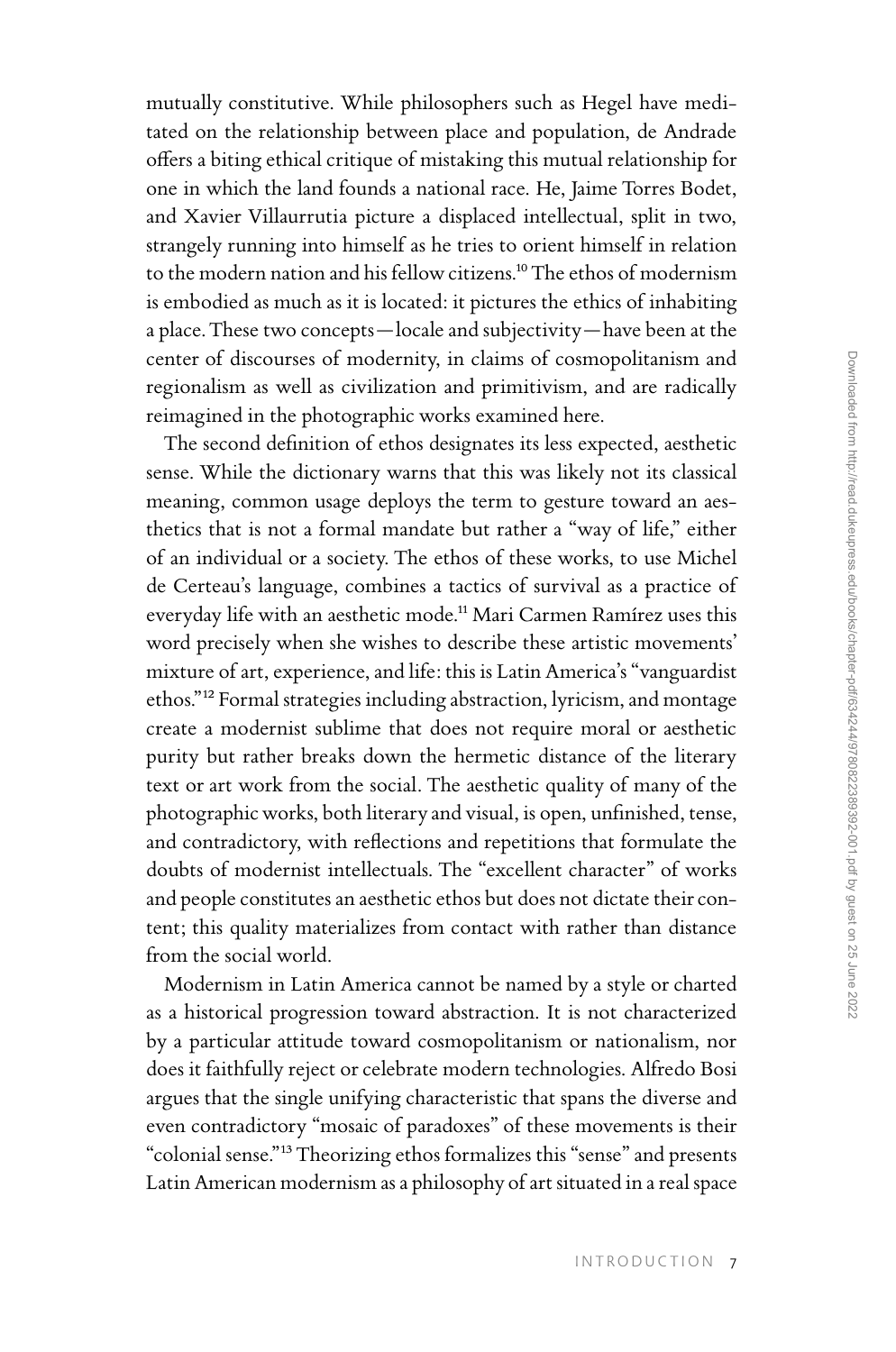mutually constitutive. While philosophers such as Hegel have meditated on the relationship between place and population, de Andrade offers a biting ethical critique of mistaking this mutual relationship for one in which the land founds a national race. He, Jaime Torres Bodet, and Xavier Villaurrutia picture a displaced intellectual, split in two, strangely running into himself as he tries to orient himself in relation to the modern nation and his fellow citizens.[10] The ethos of modernism is embodied as much as it is located: it pictures the ethics of inhabiting a place. These two concepts—locale and subjectivity—have been at the center of discourses of modernity, in claims of cosmopolitanism and regionalism as well as civilization and primitivism, and are radically reimagined in the photographic works examined here.

The second definition of ethos designates its less expected, aesthetic sense. While the dictionary warns that this was likely not its classical meaning, common usage deploys the term to gesture toward an aesthetics that is not a formal mandate but rather a "way of life," either of an individual or a society. The ethos of these works, to use Michel de Certeau's language, combines a tactics of survival as a practice of everyday life with an aesthetic mode.[11] Mari Carmen Ramírez uses this word precisely when she wishes to describe these artistic movements' mixture of art, experience, and life: this is Latin America's "vanguardist ethos."[12] Formal strategies including abstraction, lyricism, and montage create a modernist sublime that does not require moral or aesthetic purity but rather breaks down the hermetic distance of the literary text or art work from the social. The aesthetic quality of many of the photographic works, both literary and visual, is open, unfinished, tense, and contradictory, with reflections and repetitions that formulate the doubts of modernist intellectuals. The "excellent character" of works and people constitutes an aesthetic ethos but does not dictate their content; this quality materializes from contact with rather than distance from the social world.

Modernism in Latin America cannot be named by a style or charted as a historical progression toward abstraction. It is not characterized by a particular attitude toward cosmopolitanism or nationalism, nor does it faithfully reject or celebrate modern technologies. Alfredo Bosi argues that the single unifying characteristic that spans the diverse and even contradictory "mosaic of paradoxes" of these movements is their "colonial sense."[13] Theorizing ethos formalizes this "sense" and presents Latin American modernism as a philosophy of art situated in a real space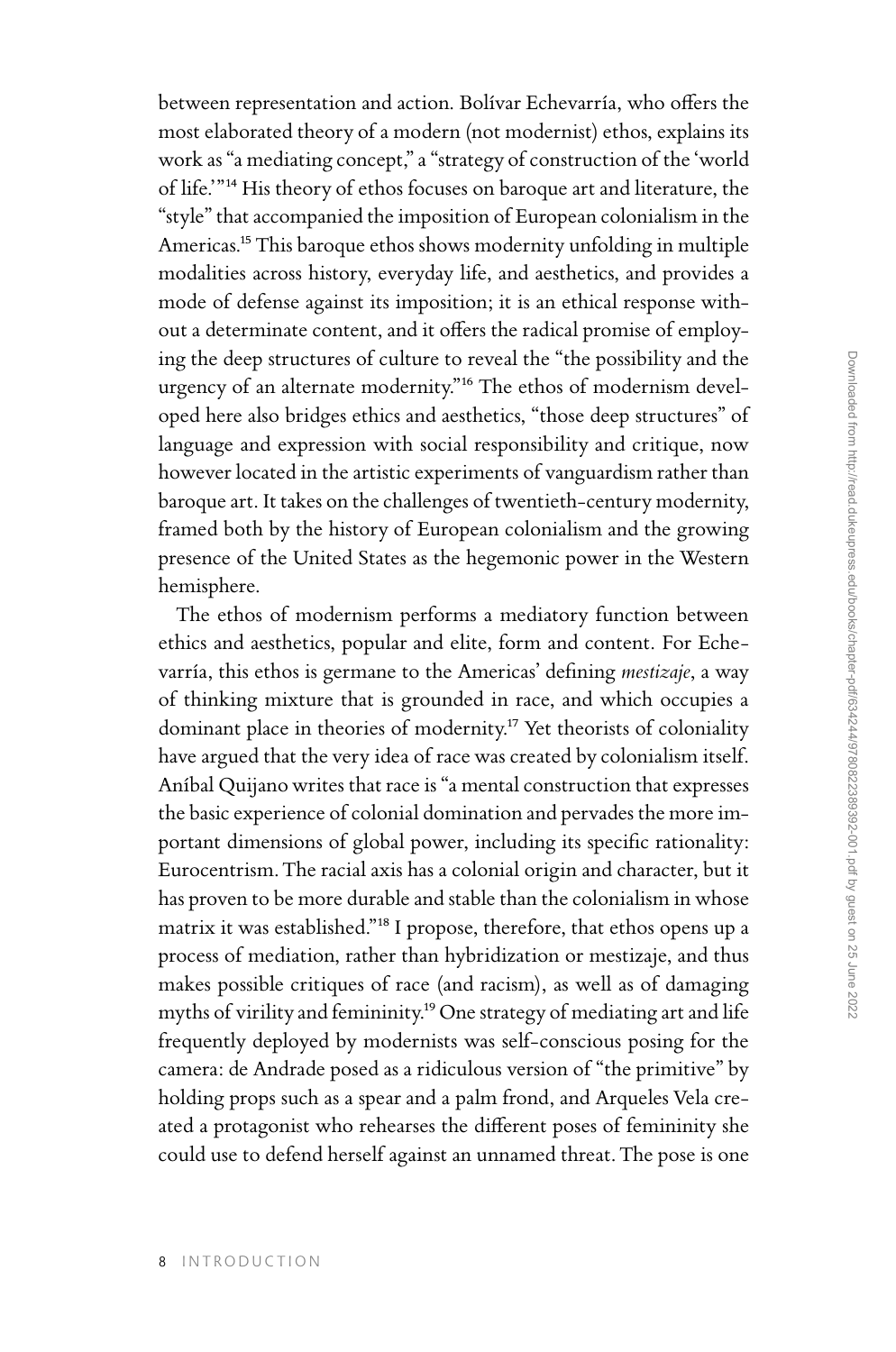between representation and action. Bolívar Echevarría, who offers the most elaborated theory of a modern (not modernist) ethos, explains its work as "a mediating concept," a "strategy of construction of the 'world of life.'"[14] His theory of ethos focuses on baroque art and literature, the "style" that accompanied the imposition of European colonialism in the Americas.[15] This baroque ethos shows modernity unfolding in multiple modalities across history, everyday life, and aesthetics, and provides a mode of defense against its imposition; it is an ethical response without a determinate content, and it offers the radical promise of employing the deep structures of culture to reveal the "the possibility and the urgency of an alternate modernity."[16] The ethos of modernism developed here also bridges ethics and aesthetics, "those deep structures" of language and expression with social responsibility and critique, now however located in the artistic experiments of vanguardism rather than baroque art. It takes on the challenges of twentieth-century modernity, framed both by the history of European colonialism and the growing presence of the United States as the hegemonic power in the Western hemisphere.

The ethos of modernism performs a mediatory function between ethics and aesthetics, popular and elite, form and content. For Echevarría, this ethos is germane to the Americas' defining *mestizaje*, a way of thinking mixture that is grounded in race, and which occupies a dominant place in theories of modernity.[17] Yet theorists of coloniality have argued that the very idea of race was created by colonialism itself. Aníbal Quijano writes that race is "a mental construction that expresses the basic experience of colonial domination and pervades the more important dimensions of global power, including its specific rationality: Eurocentrism. The racial axis has a colonial origin and character, but it has proven to be more durable and stable than the colonialism in whose matrix it was established."[18] I propose, therefore, that ethos opens up a process of mediation, rather than hybridization or mestizaje, and thus makes possible critiques of race (and racism), as well as of damaging myths of virility and femininity.[19] One strategy of mediating art and life frequently deployed by modernists was self-conscious posing for the camera: de Andrade posed as a ridiculous version of "the primitive" by holding props such as a spear and a palm frond, and Arqueles Vela created a protagonist who rehearses the different poses of femininity she could use to defend herself against an unnamed threat. The pose is one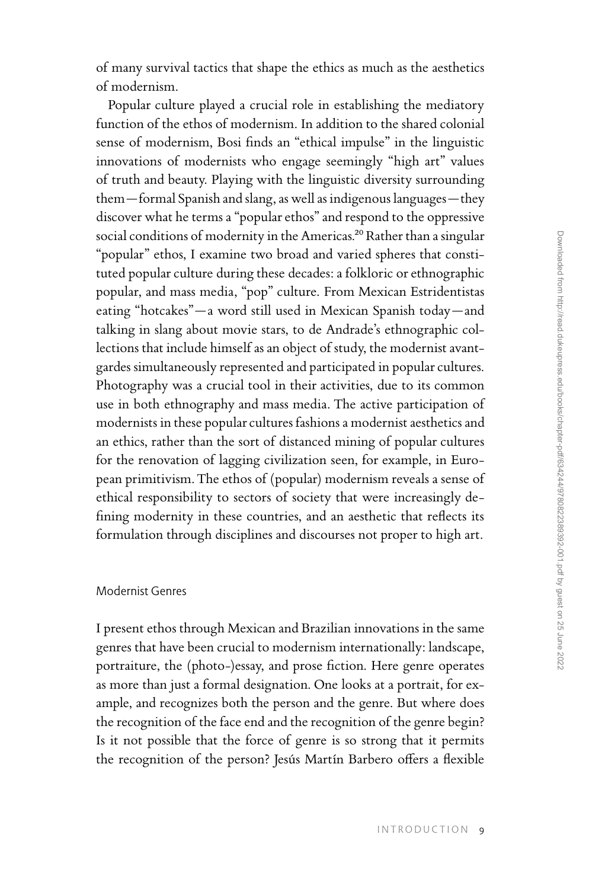of many survival tactics that shape the ethics as much as the aesthetics of modernism.

Popular culture played a crucial role in establishing the mediatory function of the ethos of modernism. In addition to the shared colonial sense of modernism, Bosi finds an "ethical impulse" in the linguistic innovations of modernists who engage seemingly "high art" values of truth and beauty. Playing with the linguistic diversity surrounding them—formal Spanish and slang, as well as indigenous languages—they discover what he terms a "popular ethos" and respond to the oppressive social conditions of modernity in the Americas.[20] Rather than a singular "popular" ethos, I examine two broad and varied spheres that constituted popular culture during these decades: a folkloric or ethnographic popular, and mass media, "pop" culture. From Mexican Estridentistas eating "hotcakes"—a word still used in Mexican Spanish today—and talking in slang about movie stars, to de Andrade's ethnographic collections that include himself as an object of study, the modernist avant-gardes simultaneously represented and participated in popular cultures. Photography was a crucial tool in their activities, due to its common use in both ethnography and mass media. The active participation of modernists in these popular cultures fashions a modernist aesthetics and an ethics, rather than the sort of distanced mining of popular cultures for the renovation of lagging civilization seen, for example, in European primitivism. The ethos of (popular) modernism reveals a sense of ethical responsibility to sectors of society that were increasingly defining modernity in these countries, and an aesthetic that reflects its formulation through disciplines and discourses not proper to high art.

## Modernist Genres

I present ethos through Mexican and Brazilian innovations in the same genres that have been crucial to modernism internationally: landscape, portraiture, the (photo-)essay, and prose fiction. Here genre operates as more than just a formal designation. One looks at a portrait, for example, and recognizes both the person and the genre. But where does the recognition of the face end and the recognition of the genre begin? Is it not possible that the force of genre is so strong that it permits the recognition of the person? Jesús Martín Barbero offers a flexible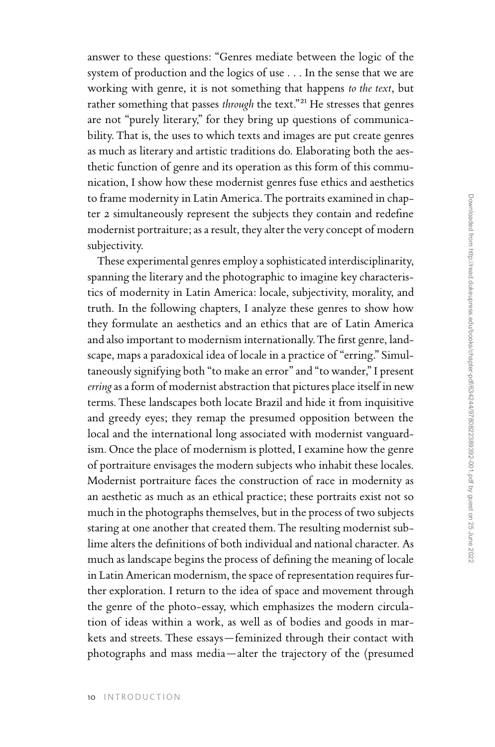answer to these questions: "Genres mediate between the logic of the system of production and the logics of use . . . In the sense that we are working with genre, it is not something that happens *to the text*, but rather something that passes *through* the text."[21] He stresses that genres are not "purely literary," for they bring up questions of communicability. That is, the uses to which texts and images are put create genres as much as literary and artistic traditions do. Elaborating both the aesthetic function of genre and its operation as this form of this communication, I show how these modernist genres fuse ethics and aesthetics to frame modernity in Latin America. The portraits examined in chapter 2 simultaneously represent the subjects they contain and redefine modernist portraiture; as a result, they alter the very concept of modern subjectivity.

These experimental genres employ a sophisticated interdisciplinarity, spanning the literary and the photographic to imagine key characteristics of modernity in Latin America: locale, subjectivity, morality, and truth. In the following chapters, I analyze these genres to show how they formulate an aesthetics and an ethics that are of Latin America and also important to modernism internationally. The first genre, landscape, maps a paradoxical idea of locale in a practice of "erring." Simultaneously signifying both "to make an error" and "to wander," I present *erring* as a form of modernist abstraction that pictures place itself in new terms. These landscapes both locate Brazil and hide it from inquisitive and greedy eyes; they remap the presumed opposition between the local and the international long associated with modernist vanguardism. Once the place of modernism is plotted, I examine how the genre of portraiture envisages the modern subjects who inhabit these locales. Modernist portraiture faces the construction of race in modernity as an aesthetic as much as an ethical practice; these portraits exist not so much in the photographs themselves, but in the process of two subjects staring at one another that created them. The resulting modernist sublime alters the definitions of both individual and national character. As much as landscape begins the process of defining the meaning of locale in Latin American modernism, the space of representation requires further exploration. I return to the idea of space and movement through the genre of the photo-essay, which emphasizes the modern circulation of ideas within a work, as well as of bodies and goods in markets and streets. These essays—feminized through their contact with photographs and mass media—alter the trajectory of the (presumed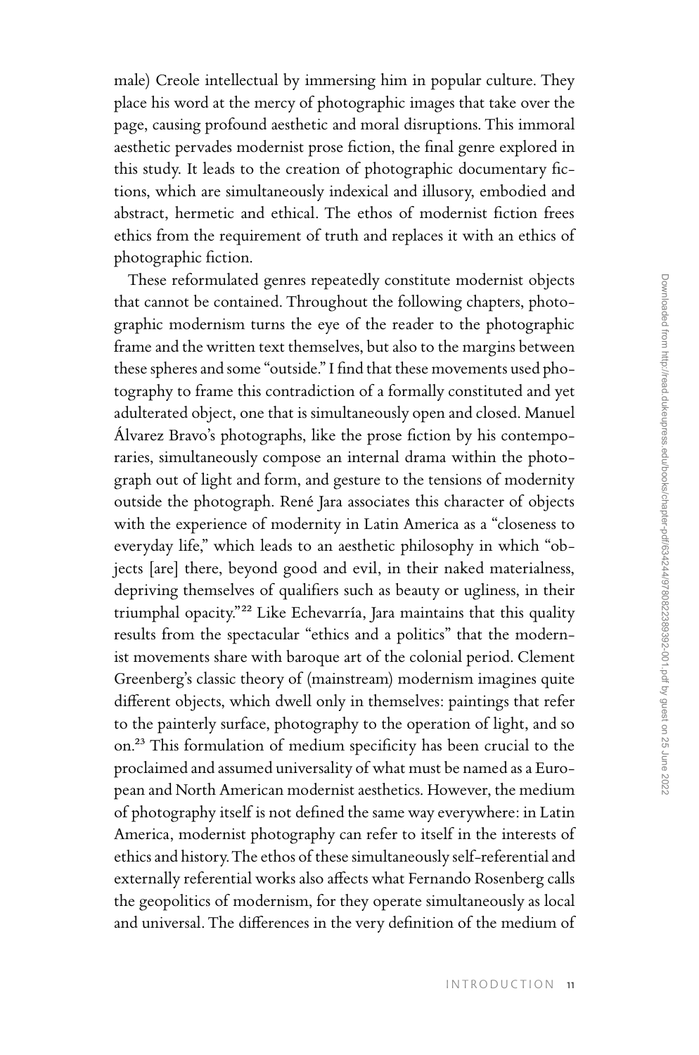male) Creole intellectual by immersing him in popular culture. They place his word at the mercy of photographic images that take over the page, causing profound aesthetic and moral disruptions. This immoral aesthetic pervades modernist prose fiction, the final genre explored in this study. It leads to the creation of photographic documentary fictions, which are simultaneously indexical and illusory, embodied and abstract, hermetic and ethical. The ethos of modernist fiction frees ethics from the requirement of truth and replaces it with an ethics of photographic fiction.

These reformulated genres repeatedly constitute modernist objects that cannot be contained. Throughout the following chapters, photographic modernism turns the eye of the reader to the photographic frame and the written text themselves, but also to the margins between these spheres and some "outside." I find that these movements used photography to frame this contradiction of a formally constituted and yet adulterated object, one that is simultaneously open and closed. Manuel Álvarez Bravo's photographs, like the prose fiction by his contemporaries, simultaneously compose an internal drama within the photograph out of light and form, and gesture to the tensions of modernity outside the photograph. René Jara associates this character of objects with the experience of modernity in Latin America as a "closeness to everyday life," which leads to an aesthetic philosophy in which "objects [are] there, beyond good and evil, in their naked materialness, depriving themselves of qualifiers such as beauty or ugliness, in their triumphal opacity."[22] Like Echevarría, Jara maintains that this quality results from the spectacular "ethics and a politics" that the modernist movements share with baroque art of the colonial period. Clement Greenberg's classic theory of (mainstream) modernism imagines quite different objects, which dwell only in themselves: paintings that refer to the painterly surface, photography to the operation of light, and so on.[23] This formulation of medium specificity has been crucial to the proclaimed and assumed universality of what must be named as a European and North American modernist aesthetics. However, the medium of photography itself is not defined the same way everywhere: in Latin America, modernist photography can refer to itself in the interests of ethics and history. The ethos of these simultaneously self-referential and externally referential works also affects what Fernando Rosenberg calls the geopolitics of modernism, for they operate simultaneously as local and universal. The differences in the very definition of the medium of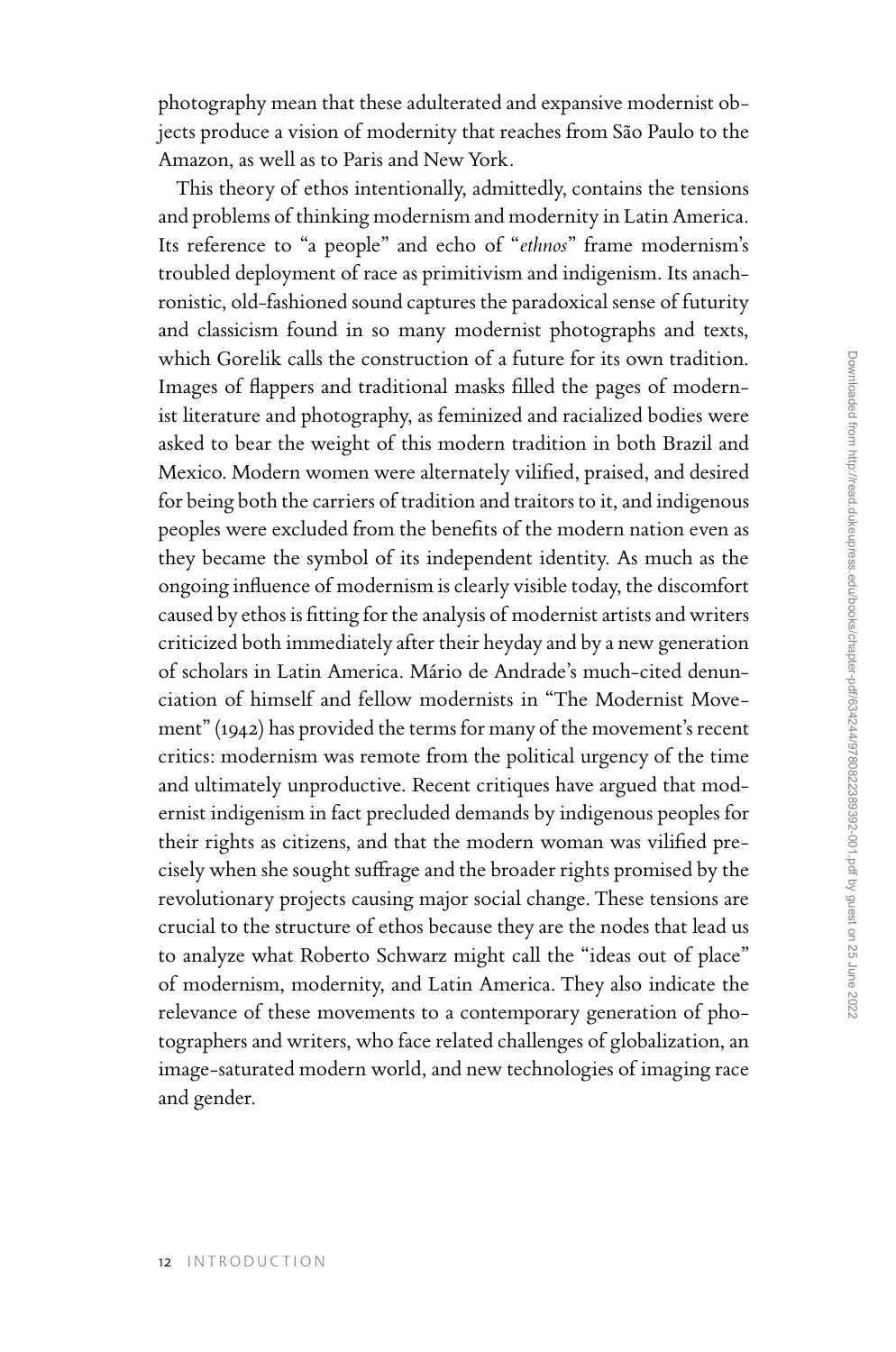photography mean that these adulterated and expansive modernist objects produce a vision of modernity that reaches from São Paulo to the Amazon, as well as to Paris and New York.

This theory of ethos intentionally, admittedly, contains the tensions and problems of thinking modernism and modernity in Latin America. Its reference to "a people" and echo of "*ethnos*" frame modernism's troubled deployment of race as primitivism and indigenism. Its anachronistic, old-fashioned sound captures the paradoxical sense of futurity and classicism found in so many modernist photographs and texts, which Gorelik calls the construction of a future for its own tradition. Images of flappers and traditional masks filled the pages of modernist literature and photography, as feminized and racialized bodies were asked to bear the weight of this modern tradition in both Brazil and Mexico. Modern women were alternately vilified, praised, and desired for being both the carriers of tradition and traitors to it, and indigenous peoples were excluded from the benefits of the modern nation even as they became the symbol of its independent identity. As much as the ongoing influence of modernism is clearly visible today, the discomfort caused by ethos is fitting for the analysis of modernist artists and writers criticized both immediately after their heyday and by a new generation of scholars in Latin America. Mário de Andrade's much-cited denunciation of himself and fellow modernists in "The Modernist Movement" (1942) has provided the terms for many of the movement's recent critics: modernism was remote from the political urgency of the time and ultimately unproductive. Recent critiques have argued that modernist indigenism in fact precluded demands by indigenous peoples for their rights as citizens, and that the modern woman was vilified precisely when she sought suffrage and the broader rights promised by the revolutionary projects causing major social change. These tensions are crucial to the structure of ethos because they are the nodes that lead us to analyze what Roberto Schwarz might call the "ideas out of place" of modernism, modernity, and Latin America. They also indicate the relevance of these movements to a contemporary generation of photographers and writers, who face related challenges of globalization, an image-saturated modern world, and new technologies of imaging race and gender.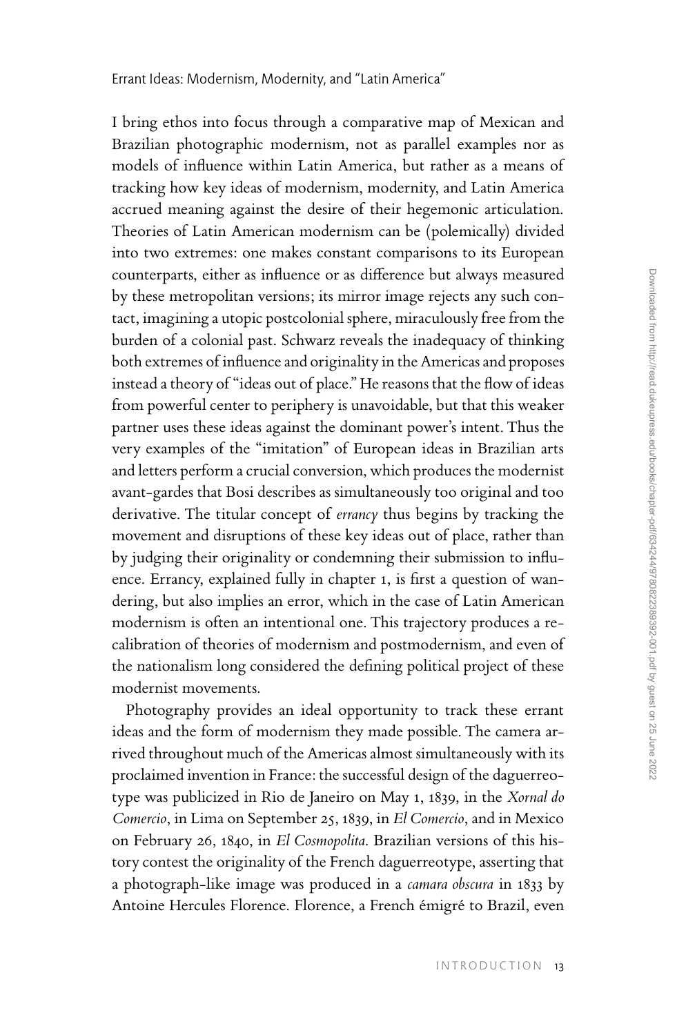I bring ethos into focus through a comparative map of Mexican and Brazilian photographic modernism, not as parallel examples nor as models of influence within Latin America, but rather as a means of tracking how key ideas of modernism, modernity, and Latin America accrued meaning against the desire of their hegemonic articulation. Theories of Latin American modernism can be (polemically) divided into two extremes: one makes constant comparisons to its European counterparts, either as influence or as difference but always measured by these metropolitan versions; its mirror image rejects any such contact, imagining a utopic postcolonial sphere, miraculously free from the burden of a colonial past. Schwarz reveals the inadequacy of thinking both extremes of influence and originality in the Americas and proposes instead a theory of "ideas out of place." He reasons that the flow of ideas from powerful center to periphery is unavoidable, but that this weaker partner uses these ideas against the dominant power's intent. Thus the very examples of the "imitation" of European ideas in Brazilian arts and letters perform a crucial conversion, which produces the modernist avant-gardes that Bosi describes as simultaneously too original and too derivative. The titular concept of *errancy* thus begins by tracking the movement and disruptions of these key ideas out of place, rather than by judging their originality or condemning their submission to influence. Errancy, explained fully in chapter 1, is first a question of wandering, but also implies an error, which in the case of Latin American modernism is often an intentional one. This trajectory produces a recalibration of theories of modernism and postmodernism, and even of the nationalism long considered the defining political project of these modernist movements.

Photography provides an ideal opportunity to track these errant ideas and the form of modernism they made possible. The camera arrived throughout much of the Americas almost simultaneously with its proclaimed invention in France: the successful design of the daguerreotype was publicized in Rio de Janeiro on May 1, 1839, in the *Xornal do Comercio*, in Lima on September 25, 1839, in *El Comercio*, and in Mexico on February 26, 1840, in *El Cosmopolita*. Brazilian versions of this history contest the originality of the French daguerreotype, asserting that a photograph-like image was produced in a *camara obscura* in 1833 by Antoine Hercules Florence. Florence, a French émigré to Brazil, even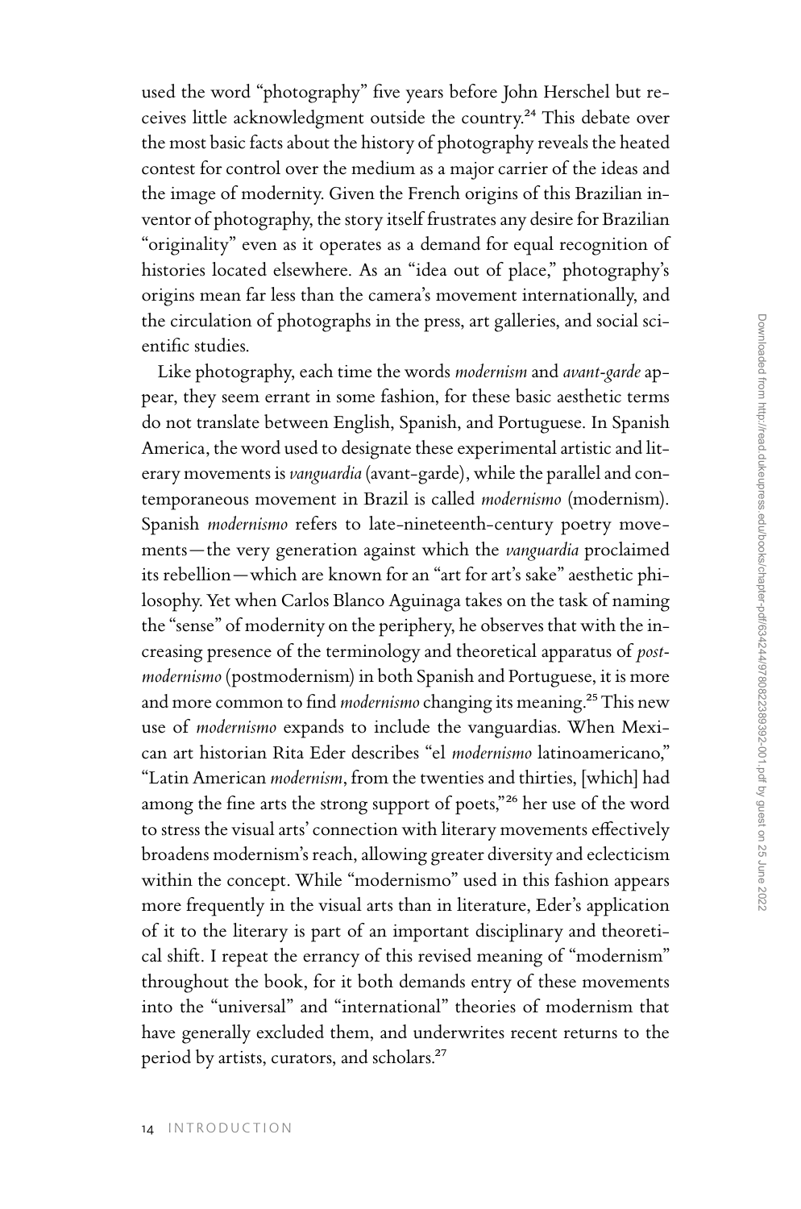used the word "photography" five years before John Herschel but receives little acknowledgment outside the country.[24] This debate over the most basic facts about the history of photography reveals the heated contest for control over the medium as a major carrier of the ideas and the image of modernity. Given the French origins of this Brazilian inventor of photography, the story itself frustrates any desire for Brazilian "originality" even as it operates as a demand for equal recognition of histories located elsewhere. As an "idea out of place," photography's origins mean far less than the camera's movement internationally, and the circulation of photographs in the press, art galleries, and social scientific studies.

Like photography, each time the words *modernism* and *avant-garde* appear, they seem errant in some fashion, for these basic aesthetic terms do not translate between English, Spanish, and Portuguese. In Spanish America, the word used to designate these experimental artistic and literary movements is *vanguardia* (avant-garde), while the parallel and contemporaneous movement in Brazil is called *modernismo* (modernism). Spanish *modernismo* refers to late-nineteenth-century poetry movements—the very generation against which the *vanguardia* proclaimed its rebellion—which are known for an "art for art's sake" aesthetic philosophy. Yet when Carlos Blanco Aguinaga takes on the task of naming the "sense" of modernity on the periphery, he observes that with the increasing presence of the terminology and theoretical apparatus of *postmodernismo* (postmodernism) in both Spanish and Portuguese, it is more and more common to find *modernismo* changing its meaning.[25] This new use of *modernismo* expands to include the vanguardias. When Mexican art historian Rita Eder describes "el *modernismo* latinoamericano," "Latin American *modernism*, from the twenties and thirties, [which] had among the fine arts the strong support of poets,"[26] her use of the word to stress the visual arts' connection with literary movements effectively broadens modernism's reach, allowing greater diversity and eclecticism within the concept. While "modernismo" used in this fashion appears more frequently in the visual arts than in literature, Eder's application of it to the literary is part of an important disciplinary and theoretical shift. I repeat the errancy of this revised meaning of "modernism" throughout the book, for it both demands entry of these movements into the "universal" and "international" theories of modernism that have generally excluded them, and underwrites recent returns to the period by artists, curators, and scholars.[27]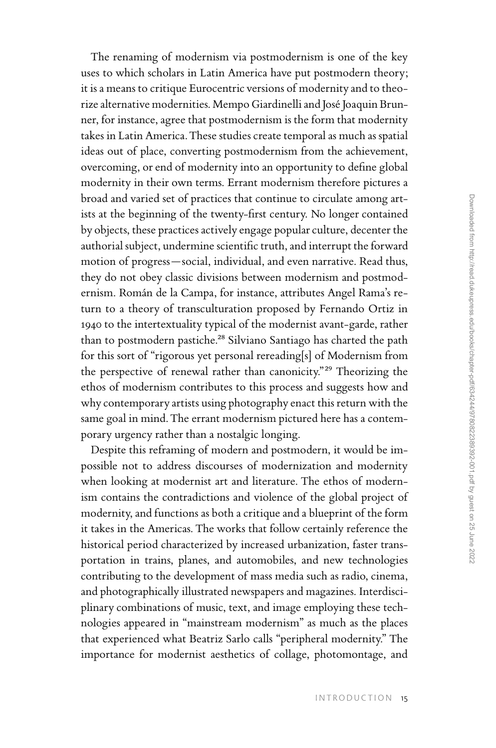The renaming of modernism via postmodernism is one of the key uses to which scholars in Latin America have put postmodern theory; it is a means to critique Eurocentric versions of modernity and to theorize alternative modernities. Mempo Giardinelli and José Joaquin Brunner, for instance, agree that postmodernism is the form that modernity takes in Latin America. These studies create temporal as much as spatial ideas out of place, converting postmodernism from the achievement, overcoming, or end of modernity into an opportunity to define global modernity in their own terms. Errant modernism therefore pictures a broad and varied set of practices that continue to circulate among artists at the beginning of the twenty-first century. No longer contained by objects, these practices actively engage popular culture, decenter the authorial subject, undermine scientific truth, and interrupt the forward motion of progress—social, individual, and even narrative. Read thus, they do not obey classic divisions between modernism and postmodernism. Román de la Campa, for instance, attributes Angel Rama's return to a theory of transculturation proposed by Fernando Ortiz in 1940 to the intertextuality typical of the modernist avant-garde, rather than to postmodern pastiche.[28] Silviano Santiago has charted the path for this sort of "rigorous yet personal rereading[s] of Modernism from the perspective of renewal rather than canonicity."[29] Theorizing the ethos of modernism contributes to this process and suggests how and why contemporary artists using photography enact this return with the same goal in mind. The errant modernism pictured here has a contemporary urgency rather than a nostalgic longing.

Despite this reframing of modern and postmodern, it would be impossible not to address discourses of modernization and modernity when looking at modernist art and literature. The ethos of modernism contains the contradictions and violence of the global project of modernity, and functions as both a critique and a blueprint of the form it takes in the Americas. The works that follow certainly reference the historical period characterized by increased urbanization, faster transportation in trains, planes, and automobiles, and new technologies contributing to the development of mass media such as radio, cinema, and photographically illustrated newspapers and magazines. Interdisciplinary combinations of music, text, and image employing these technologies appeared in "mainstream modernism" as much as the places that experienced what Beatriz Sarlo calls "peripheral modernity." The importance for modernist aesthetics of collage, photomontage, and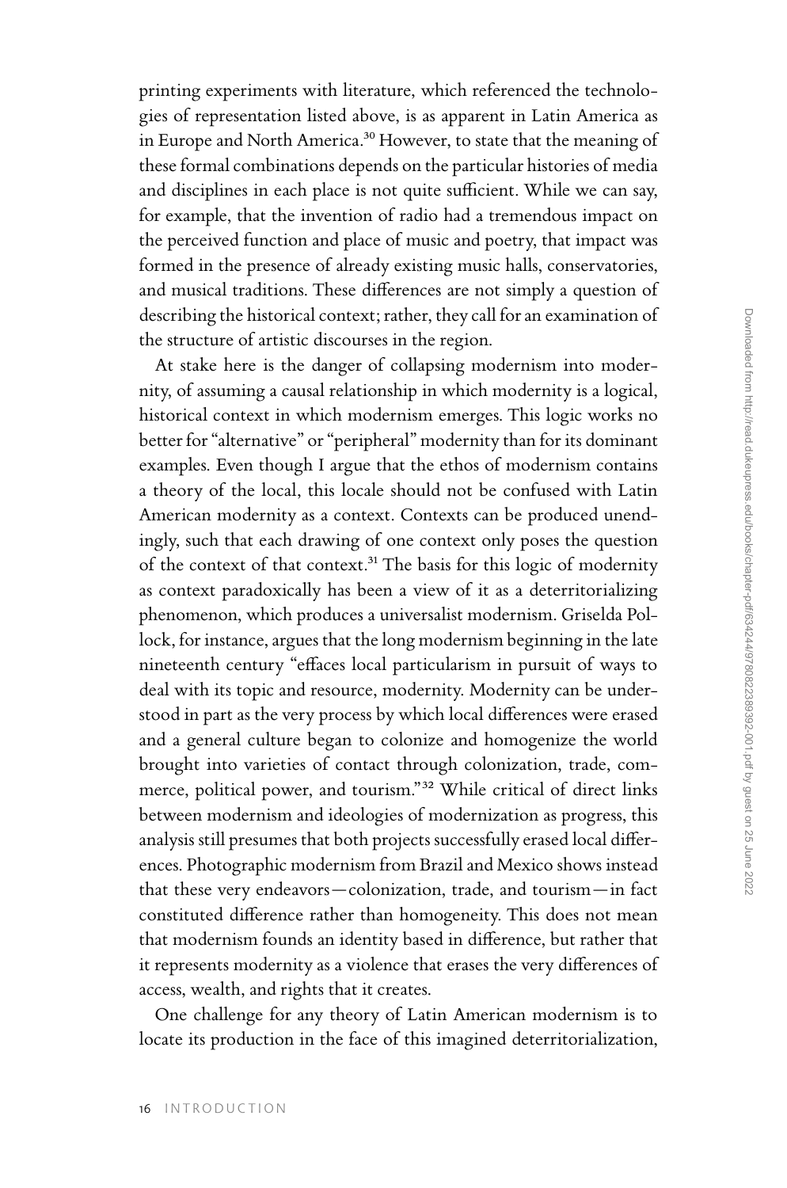printing experiments with literature, which referenced the technologies of representation listed above, is as apparent in Latin America as in Europe and North America.[30] However, to state that the meaning of these formal combinations depends on the particular histories of media and disciplines in each place is not quite sufficient. While we can say, for example, that the invention of radio had a tremendous impact on the perceived function and place of music and poetry, that impact was formed in the presence of already existing music halls, conservatories, and musical traditions. These differences are not simply a question of describing the historical context; rather, they call for an examination of the structure of artistic discourses in the region.

At stake here is the danger of collapsing modernism into modernity, of assuming a causal relationship in which modernity is a logical, historical context in which modernism emerges. This logic works no better for "alternative" or "peripheral" modernity than for its dominant examples. Even though I argue that the ethos of modernism contains a theory of the local, this locale should not be confused with Latin American modernity as a context. Contexts can be produced unendingly, such that each drawing of one context only poses the question of the context of that context.[31] The basis for this logic of modernity as context paradoxically has been a view of it as a deterritorializing phenomenon, which produces a universalist modernism. Griselda Pollock, for instance, argues that the long modernism beginning in the late nineteenth century "effaces local particularism in pursuit of ways to deal with its topic and resource, modernity. Modernity can be understood in part as the very process by which local differences were erased and a general culture began to colonize and homogenize the world brought into varieties of contact through colonization, trade, commerce, political power, and tourism."[32] While critical of direct links between modernism and ideologies of modernization as progress, this analysis still presumes that both projects successfully erased local differences. Photographic modernism from Brazil and Mexico shows instead that these very endeavors—colonization, trade, and tourism—in fact constituted difference rather than homogeneity. This does not mean that modernism founds an identity based in difference, but rather that it represents modernity as a violence that erases the very differences of access, wealth, and rights that it creates.

One challenge for any theory of Latin American modernism is to locate its production in the face of this imagined deterritorialization,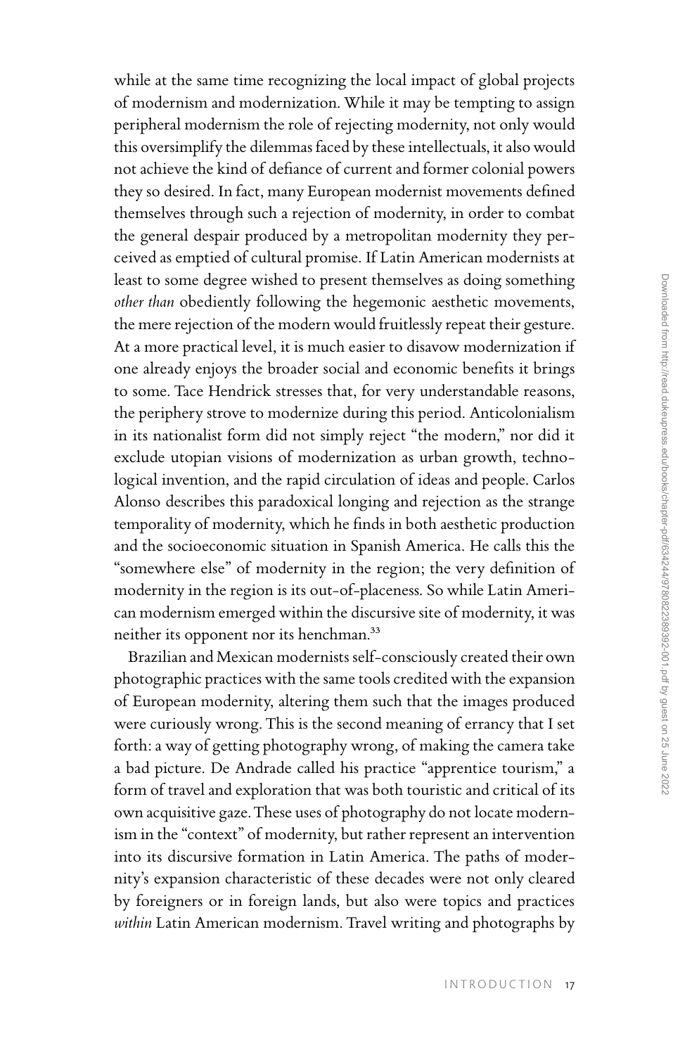while at the same time recognizing the local impact of global projects of modernism and modernization. While it may be tempting to assign peripheral modernism the role of rejecting modernity, not only would this oversimplify the dilemmas faced by these intellectuals, it also would not achieve the kind of defiance of current and former colonial powers they so desired. In fact, many European modernist movements defined themselves through such a rejection of modernity, in order to combat the general despair produced by a metropolitan modernity they perceived as emptied of cultural promise. If Latin American modernists at least to some degree wished to present themselves as doing something *other than* obediently following the hegemonic aesthetic movements, the mere rejection of the modern would fruitlessly repeat their gesture. At a more practical level, it is much easier to disavow modernization if one already enjoys the broader social and economic benefits it brings to some. Tace Hendrick stresses that, for very understandable reasons, the periphery strove to modernize during this period. Anticolonialism in its nationalist form did not simply reject "the modern," nor did it exclude utopian visions of modernization as urban growth, technological invention, and the rapid circulation of ideas and people. Carlos Alonso describes this paradoxical longing and rejection as the strange temporality of modernity, which he finds in both aesthetic production and the socioeconomic situation in Spanish America. He calls this the "somewhere else" of modernity in the region; the very definition of modernity in the region is its out-of-placeness. So while Latin American modernism emerged within the discursive site of modernity, it was neither its opponent nor its henchman.[33]

Brazilian and Mexican modernists self-consciously created their own photographic practices with the same tools credited with the expansion of European modernity, altering them such that the images produced were curiously wrong. This is the second meaning of errancy that I set forth: a way of getting photography wrong, of making the camera take a bad picture. De Andrade called his practice "apprentice tourism," a form of travel and exploration that was both touristic and critical of its own acquisitive gaze. These uses of photography do not locate modernism in the "context" of modernity, but rather represent an intervention into its discursive formation in Latin America. The paths of modernity's expansion characteristic of these decades were not only cleared by foreigners or in foreign lands, but also were topics and practices *within* Latin American modernism. Travel writing and photographs by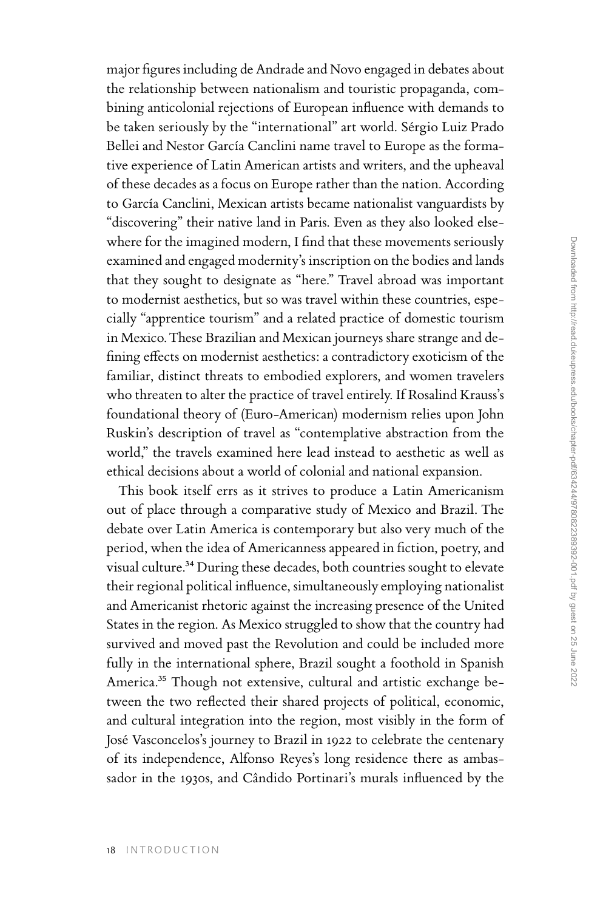major figures including de Andrade and Novo engaged in debates about the relationship between nationalism and touristic propaganda, combining anticolonial rejections of European influence with demands to be taken seriously by the "international" art world. Sérgio Luiz Prado Bellei and Nestor García Canclini name travel to Europe as the formative experience of Latin American artists and writers, and the upheaval of these decades as a focus on Europe rather than the nation. According to García Canclini, Mexican artists became nationalist vanguardists by "discovering" their native land in Paris. Even as they also looked elsewhere for the imagined modern, I find that these movements seriously examined and engaged modernity's inscription on the bodies and lands that they sought to designate as "here." Travel abroad was important to modernist aesthetics, but so was travel within these countries, especially "apprentice tourism" and a related practice of domestic tourism in Mexico. These Brazilian and Mexican journeys share strange and defining effects on modernist aesthetics: a contradictory exoticism of the familiar, distinct threats to embodied explorers, and women travelers who threaten to alter the practice of travel entirely. If Rosalind Krauss's foundational theory of (Euro-American) modernism relies upon John Ruskin's description of travel as "contemplative abstraction from the world," the travels examined here lead instead to aesthetic as well as ethical decisions about a world of colonial and national expansion.

This book itself errs as it strives to produce a Latin Americanism out of place through a comparative study of Mexico and Brazil. The debate over Latin America is contemporary but also very much of the period, when the idea of Americanness appeared in fiction, poetry, and visual culture.[34] During these decades, both countries sought to elevate their regional political influence, simultaneously employing nationalist and Americanist rhetoric against the increasing presence of the United States in the region. As Mexico struggled to show that the country had survived and moved past the Revolution and could be included more fully in the international sphere, Brazil sought a foothold in Spanish America.[35] Though not extensive, cultural and artistic exchange between the two reflected their shared projects of political, economic, and cultural integration into the region, most visibly in the form of José Vasconcelos's journey to Brazil in 1922 to celebrate the centenary of its independence, Alfonso Reyes's long residence there as ambassador in the 1930s, and Cândido Portinari's murals influenced by the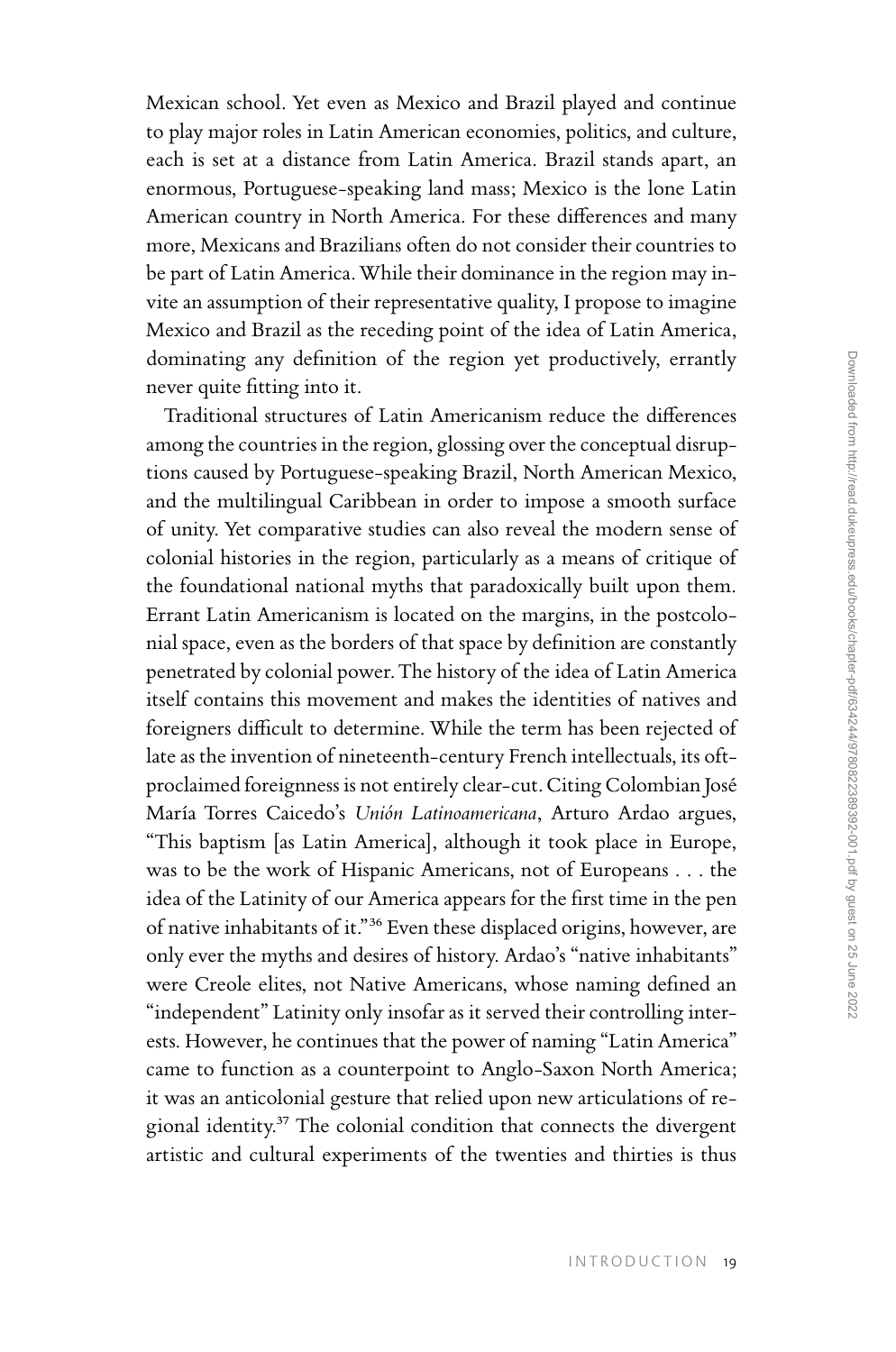Mexican school. Yet even as Mexico and Brazil played and continue to play major roles in Latin American economies, politics, and culture, each is set at a distance from Latin America. Brazil stands apart, an enormous, Portuguese-speaking land mass; Mexico is the lone Latin American country in North America. For these differences and many more, Mexicans and Brazilians often do not consider their countries to be part of Latin America. While their dominance in the region may invite an assumption of their representative quality, I propose to imagine Mexico and Brazil as the receding point of the idea of Latin America, dominating any definition of the region yet productively, errantly never quite fitting into it.

Traditional structures of Latin Americanism reduce the differences among the countries in the region, glossing over the conceptual disruptions caused by Portuguese-speaking Brazil, North American Mexico, and the multilingual Caribbean in order to impose a smooth surface of unity. Yet comparative studies can also reveal the modern sense of colonial histories in the region, particularly as a means of critique of the foundational national myths that paradoxically built upon them. Errant Latin Americanism is located on the margins, in the postcolonial space, even as the borders of that space by definition are constantly penetrated by colonial power. The history of the idea of Latin America itself contains this movement and makes the identities of natives and foreigners difficult to determine. While the term has been rejected of late as the invention of nineteenth-century French intellectuals, its oft-proclaimed foreignness is not entirely clear-cut. Citing Colombian José María Torres Caicedo's *Unión Latinoamericana*, Arturo Ardao argues, "This baptism [as Latin America], although it took place in Europe, was to be the work of Hispanic Americans, not of Europeans . . . the idea of the Latinity of our America appears for the first time in the pen of native inhabitants of it."[36] Even these displaced origins, however, are only ever the myths and desires of history. Ardao's "native inhabitants" were Creole elites, not Native Americans, whose naming defined an "independent" Latinity only insofar as it served their controlling interests. However, he continues that the power of naming "Latin America" came to function as a counterpoint to Anglo-Saxon North America; it was an anticolonial gesture that relied upon new articulations of regional identity.[37] The colonial condition that connects the divergent artistic and cultural experiments of the twenties and thirties is thus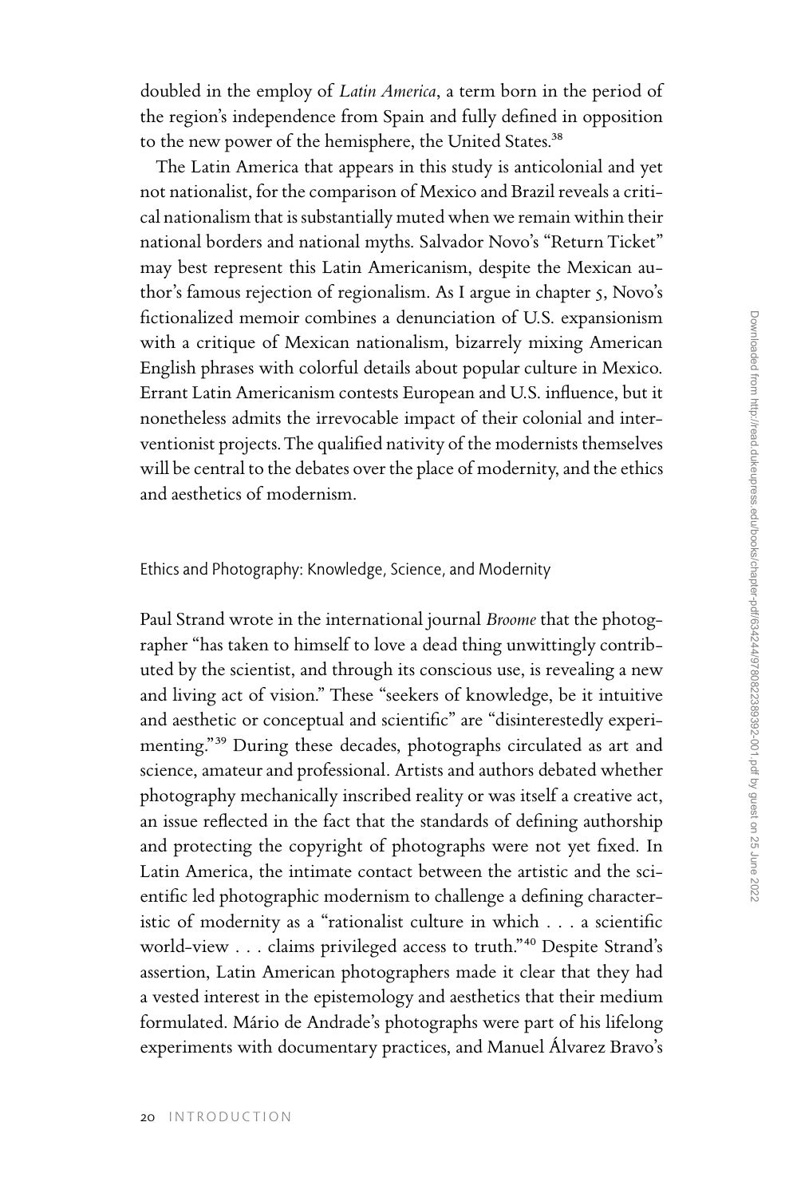doubled in the employ of *Latin America*, a term born in the period of the region's independence from Spain and fully defined in opposition to the new power of the hemisphere, the United States.[38]

The Latin America that appears in this study is anticolonial and yet not nationalist, for the comparison of Mexico and Brazil reveals a critical nationalism that is substantially muted when we remain within their national borders and national myths. Salvador Novo's "Return Ticket" may best represent this Latin Americanism, despite the Mexican author's famous rejection of regionalism. As I argue in chapter 5, Novo's fictionalized memoir combines a denunciation of U.S. expansionism with a critique of Mexican nationalism, bizarrely mixing American English phrases with colorful details about popular culture in Mexico. Errant Latin Americanism contests European and U.S. influence, but it nonetheless admits the irrevocable impact of their colonial and interventionist projects. The qualified nativity of the modernists themselves will be central to the debates over the place of modernity, and the ethics and aesthetics of modernism.

## Ethics and Photography: Knowledge, Science, and Modernity

Paul Strand wrote in the international journal *Broome* that the photographer "has taken to himself to love a dead thing unwittingly contributed by the scientist, and through its conscious use, is revealing a new and living act of vision." These "seekers of knowledge, be it intuitive and aesthetic or conceptual and scientific" are "disinterestedly experimenting."[39] During these decades, photographs circulated as art and science, amateur and professional. Artists and authors debated whether photography mechanically inscribed reality or was itself a creative act, an issue reflected in the fact that the standards of defining authorship and protecting the copyright of photographs were not yet fixed. In Latin America, the intimate contact between the artistic and the scientific led photographic modernism to challenge a defining characteristic of modernity as a "rationalist culture in which . . . a scientific world-view . . . claims privileged access to truth."[40] Despite Strand's assertion, Latin American photographers made it clear that they had a vested interest in the epistemology and aesthetics that their medium formulated. Mário de Andrade's photographs were part of his lifelong experiments with documentary practices, and Manuel Álvarez Bravo's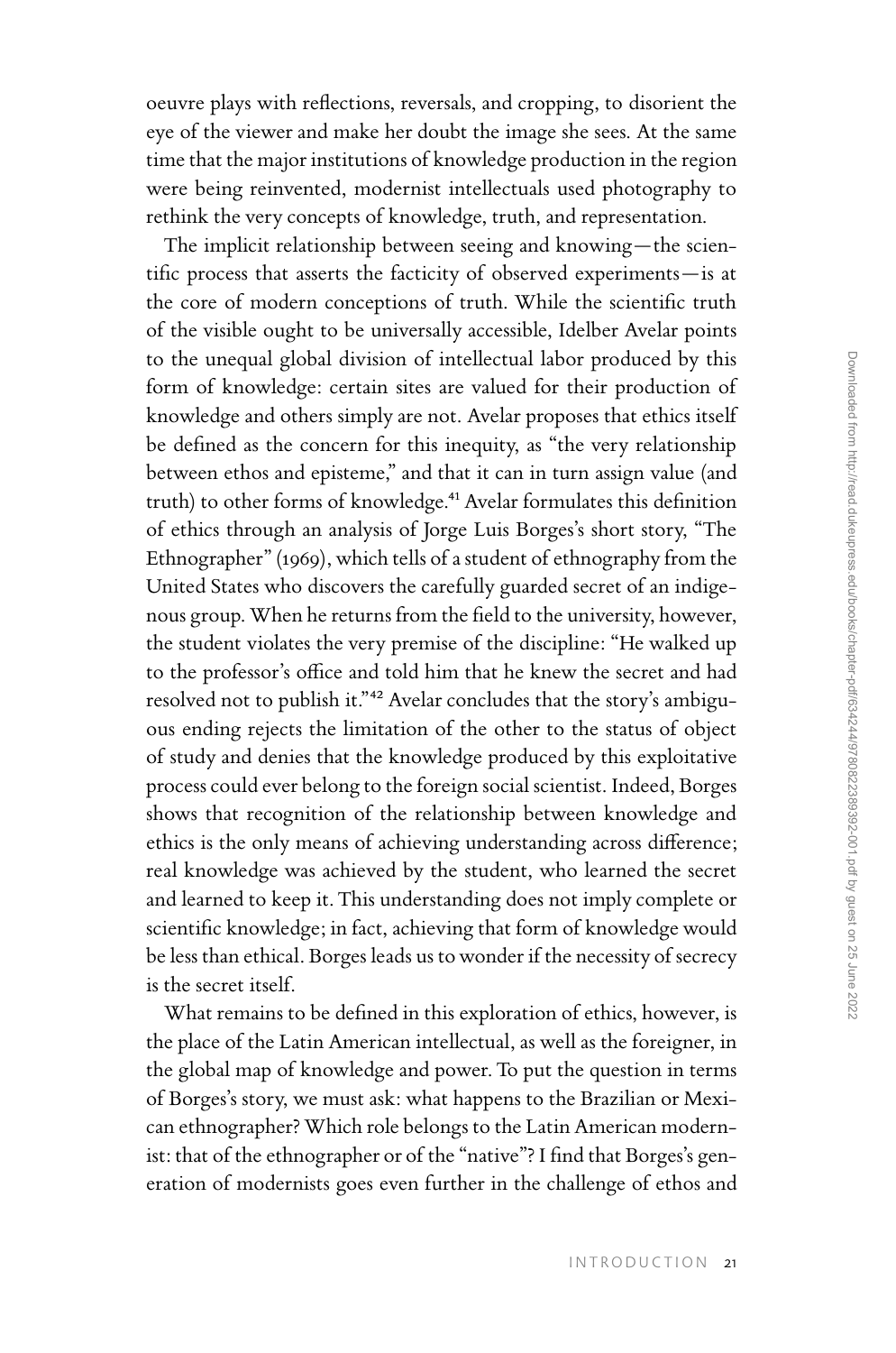oeuvre plays with reflections, reversals, and cropping, to disorient the eye of the viewer and make her doubt the image she sees. At the same time that the major institutions of knowledge production in the region were being reinvented, modernist intellectuals used photography to rethink the very concepts of knowledge, truth, and representation.

The implicit relationship between seeing and knowing—the scientific process that asserts the facticity of observed experiments—is at the core of modern conceptions of truth. While the scientific truth of the visible ought to be universally accessible, Idelber Avelar points to the unequal global division of intellectual labor produced by this form of knowledge: certain sites are valued for their production of knowledge and others simply are not. Avelar proposes that ethics itself be defined as the concern for this inequity, as "the very relationship between ethos and episteme," and that it can in turn assign value (and truth) to other forms of knowledge.[41] Avelar formulates this definition of ethics through an analysis of Jorge Luis Borges's short story, "The Ethnographer" (1969), which tells of a student of ethnography from the United States who discovers the carefully guarded secret of an indigenous group. When he returns from the field to the university, however, the student violates the very premise of the discipline: "He walked up to the professor's office and told him that he knew the secret and had resolved not to publish it."[42] Avelar concludes that the story's ambiguous ending rejects the limitation of the other to the status of object of study and denies that the knowledge produced by this exploitative process could ever belong to the foreign social scientist. Indeed, Borges shows that recognition of the relationship between knowledge and ethics is the only means of achieving understanding across difference; real knowledge was achieved by the student, who learned the secret and learned to keep it. This understanding does not imply complete or scientific knowledge; in fact, achieving that form of knowledge would be less than ethical. Borges leads us to wonder if the necessity of secrecy is the secret itself.

What remains to be defined in this exploration of ethics, however, is the place of the Latin American intellectual, as well as the foreigner, in the global map of knowledge and power. To put the question in terms of Borges's story, we must ask: what happens to the Brazilian or Mexican ethnographer? Which role belongs to the Latin American modernist: that of the ethnographer or of the "native"? I find that Borges's generation of modernists goes even further in the challenge of ethos and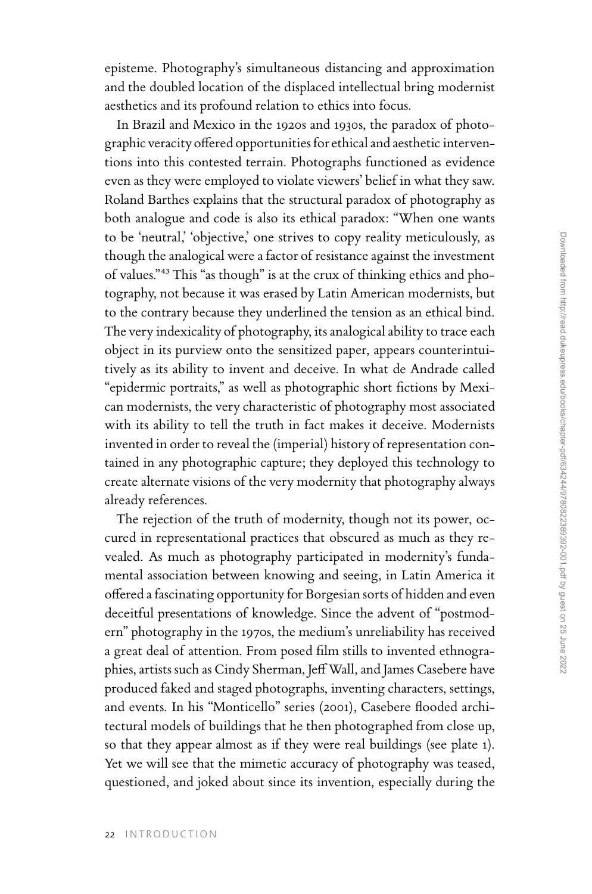episteme. Photography's simultaneous distancing and approximation and the doubled location of the displaced intellectual bring modernist aesthetics and its profound relation to ethics into focus.

In Brazil and Mexico in the 1920s and 1930s, the paradox of photographic veracity offered opportunities for ethical and aesthetic interventions into this contested terrain. Photographs functioned as evidence even as they were employed to violate viewers' belief in what they saw. Roland Barthes explains that the structural paradox of photography as both analogue and code is also its ethical paradox: "When one wants to be 'neutral,' 'objective,' one strives to copy reality meticulously, as though the analogical were a factor of resistance against the investment of values."[43] This "as though" is at the crux of thinking ethics and photography, not because it was erased by Latin American modernists, but to the contrary because they underlined the tension as an ethical bind. The very indexicality of photography, its analogical ability to trace each object in its purview onto the sensitized paper, appears counterintuitively as its ability to invent and deceive. In what de Andrade called "epidermic portraits," as well as photographic short fictions by Mexican modernists, the very characteristic of photography most associated with its ability to tell the truth in fact makes it deceive. Modernists invented in order to reveal the (imperial) history of representation contained in any photographic capture; they deployed this technology to create alternate visions of the very modernity that photography always already references.

The rejection of the truth of modernity, though not its power, occured in representational practices that obscured as much as they revealed. As much as photography participated in modernity's fundamental association between knowing and seeing, in Latin America it offered a fascinating opportunity for Borgesian sorts of hidden and even deceitful presentations of knowledge. Since the advent of "postmodern" photography in the 1970s, the medium's unreliability has received a great deal of attention. From posed film stills to invented ethnographies, artists such as Cindy Sherman, Jeff Wall, and James Casebere have produced faked and staged photographs, inventing characters, settings, and events. In his "Monticello" series (2001), Casebere flooded architectural models of buildings that he then photographed from close up, so that they appear almost as if they were real buildings (see plate 1). Yet we will see that the mimetic accuracy of photography was teased, questioned, and joked about since its invention, especially during the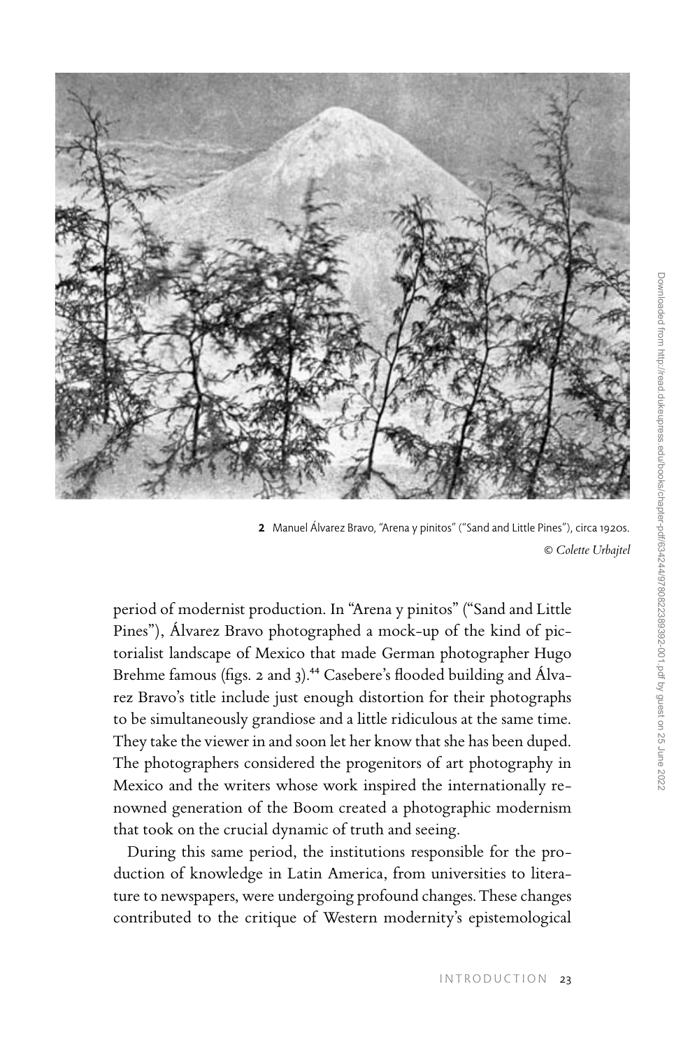2 Manuel Álvarez Bravo, "Arena y pinitos" ("Sand and Little Pines"), circa 1920s.
*© Colette Urbajtel*

period of modernist production. In "Arena y pinitos" ("Sand and Little Pines"), Álvarez Bravo photographed a mock-up of the kind of pictorialist landscape of Mexico that made German photographer Hugo Brehme famous (figs. 2 and 3).[44] Casebere's flooded building and Álvarez Bravo's title include just enough distortion for their photographs to be simultaneously grandiose and a little ridiculous at the same time. They take the viewer in and soon let her know that she has been duped. The photographers considered the progenitors of art photography in Mexico and the writers whose work inspired the internationally renowned generation of the Boom created a photographic modernism that took on the crucial dynamic of truth and seeing.

During this same period, the institutions responsible for the production of knowledge in Latin America, from universities to literature to newspapers, were undergoing profound changes. These changes contributed to the critique of Western modernity's epistemological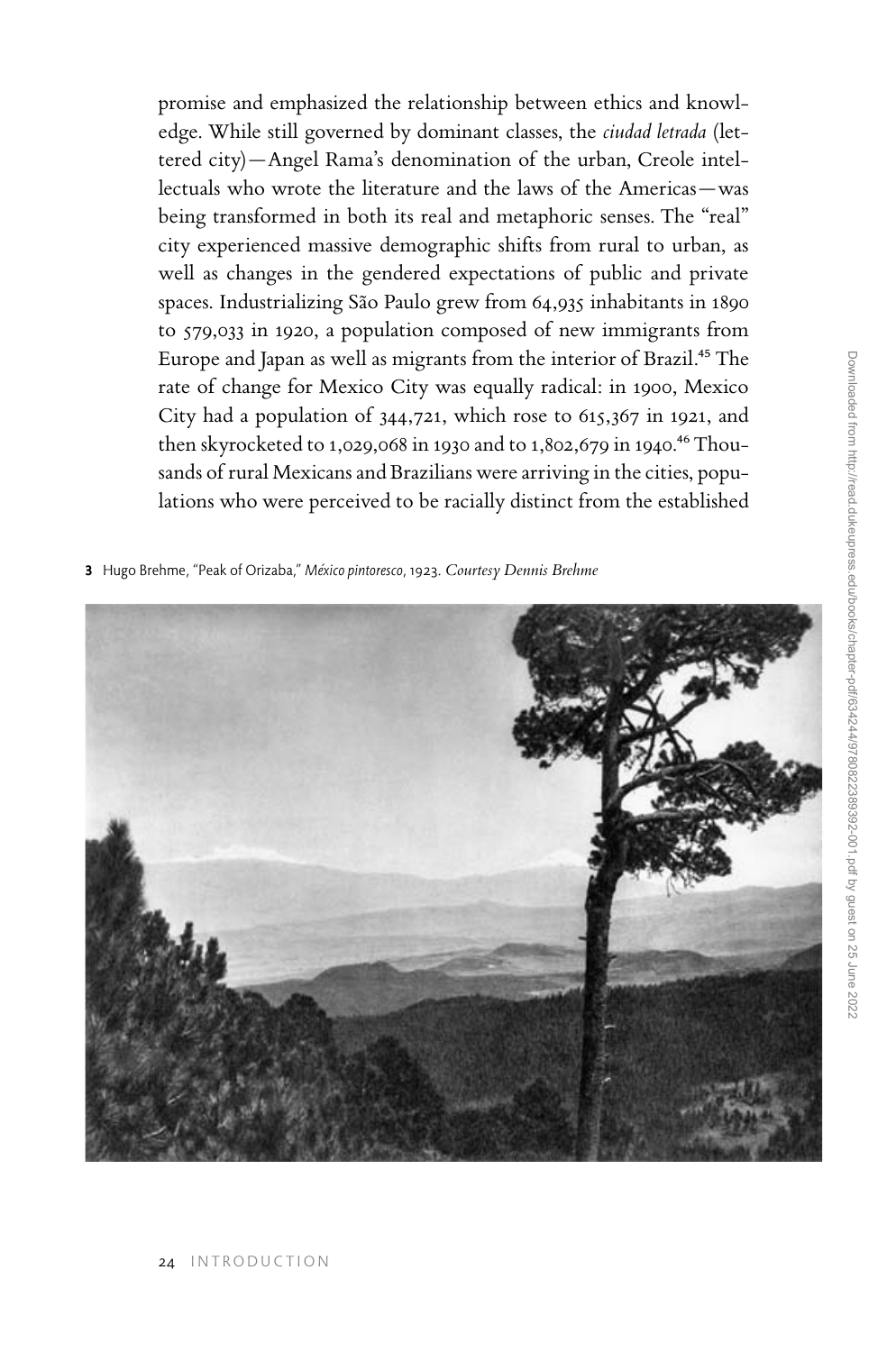promise and emphasized the relationship between ethics and knowledge. While still governed by dominant classes, the *ciudad letrada* (lettered city)—Angel Rama's denomination of the urban, Creole intellectuals who wrote the literature and the laws of the Americas—was being transformed in both its real and metaphoric senses. The "real" city experienced massive demographic shifts from rural to urban, as well as changes in the gendered expectations of public and private spaces. Industrializing São Paulo grew from 64,935 inhabitants in 1890 to 579,033 in 1920, a population composed of new immigrants from Europe and Japan as well as migrants from the interior of Brazil.[45] The rate of change for Mexico City was equally radical: in 1900, Mexico City had a population of 344,721, which rose to 615,367 in 1921, and then skyrocketed to 1,029,068 in 1930 and to 1,802,679 in 1940.[46] Thousands of rural Mexicans and Brazilians were arriving in the cities, populations who were perceived to be racially distinct from the established

**3** Hugo Brehme, "Peak of Orizaba," *México pintoresco*, 1923. *Courtesy Dennis Brehme*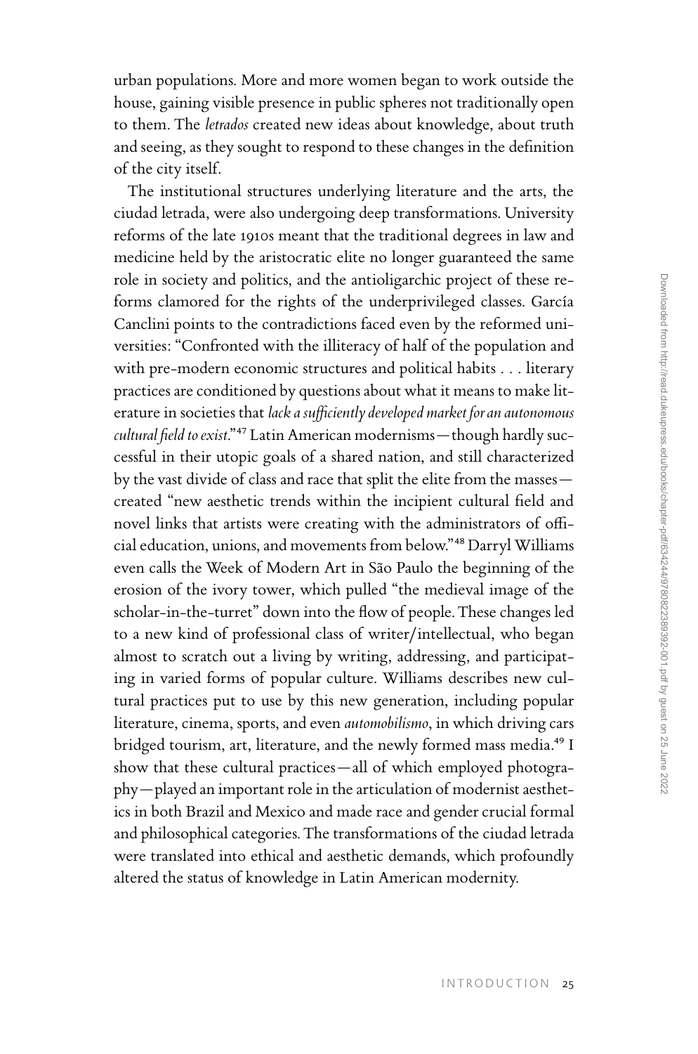urban populations. More and more women began to work outside the house, gaining visible presence in public spheres not traditionally open to them. The *letrados* created new ideas about knowledge, about truth and seeing, as they sought to respond to these changes in the definition of the city itself.

The institutional structures underlying literature and the arts, the ciudad letrada, were also undergoing deep transformations. University reforms of the late 1910s meant that the traditional degrees in law and medicine held by the aristocratic elite no longer guaranteed the same role in society and politics, and the antioligarchic project of these reforms clamored for the rights of the underprivileged classes. García Canclini points to the contradictions faced even by the reformed universities: "Confronted with the illiteracy of half of the population and with pre-modern economic structures and political habits . . . literary practices are conditioned by questions about what it means to make literature in societies that *lack a sufficiently developed market for an autonomous cultural field to exist*."[47] Latin American modernisms—though hardly successful in their utopic goals of a shared nation, and still characterized by the vast divide of class and race that split the elite from the masses—created "new aesthetic trends within the incipient cultural field and novel links that artists were creating with the administrators of official education, unions, and movements from below."[48] Darryl Williams even calls the Week of Modern Art in São Paulo the beginning of the erosion of the ivory tower, which pulled "the medieval image of the scholar-in-the-turret" down into the flow of people. These changes led to a new kind of professional class of writer/intellectual, who began almost to scratch out a living by writing, addressing, and participating in varied forms of popular culture. Williams describes new cultural practices put to use by this new generation, including popular literature, cinema, sports, and even *automobilismo*, in which driving cars bridged tourism, art, literature, and the newly formed mass media.[49] I show that these cultural practices—all of which employed photography—played an important role in the articulation of modernist aesthetics in both Brazil and Mexico and made race and gender crucial formal and philosophical categories. The transformations of the ciudad letrada were translated into ethical and aesthetic demands, which profoundly altered the status of knowledge in Latin American modernity.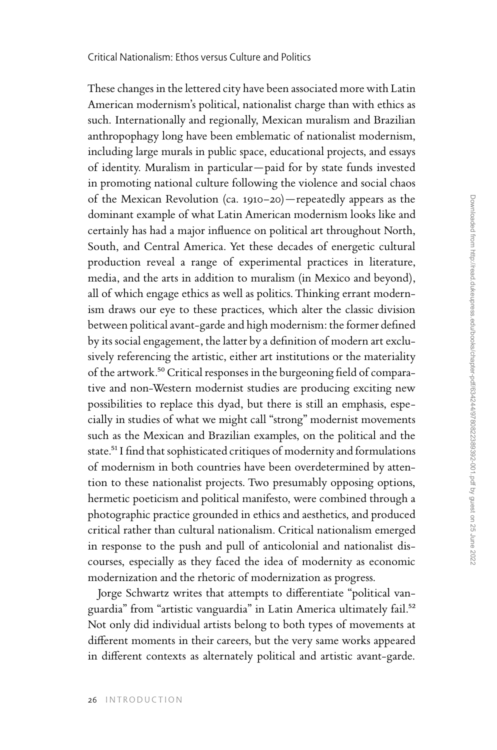These changes in the lettered city have been associated more with Latin American modernism's political, nationalist charge than with ethics as such. Internationally and regionally, Mexican muralism and Brazilian anthropophagy long have been emblematic of nationalist modernism, including large murals in public space, educational projects, and essays of identity. Muralism in particular—paid for by state funds invested in promoting national culture following the violence and social chaos of the Mexican Revolution (ca. 1910–20)—repeatedly appears as the dominant example of what Latin American modernism looks like and certainly has had a major influence on political art throughout North, South, and Central America. Yet these decades of energetic cultural production reveal a range of experimental practices in literature, media, and the arts in addition to muralism (in Mexico and beyond), all of which engage ethics as well as politics. Thinking errant modernism draws our eye to these practices, which alter the classic division between political avant-garde and high modernism: the former defined by its social engagement, the latter by a definition of modern art exclusively referencing the artistic, either art institutions or the materiality of the artwork.[50] Critical responses in the burgeoning field of comparative and non-Western modernist studies are producing exciting new possibilities to replace this dyad, but there is still an emphasis, especially in studies of what we might call "strong" modernist movements such as the Mexican and Brazilian examples, on the political and the state.[51] I find that sophisticated critiques of modernity and formulations of modernism in both countries have been overdetermined by attention to these nationalist projects. Two presumably opposing options, hermetic poeticism and political manifesto, were combined through a photographic practice grounded in ethics and aesthetics, and produced critical rather than cultural nationalism. Critical nationalism emerged in response to the push and pull of anticolonial and nationalist discourses, especially as they faced the idea of modernity as economic modernization and the rhetoric of modernization as progress.

Jorge Schwartz writes that attempts to differentiate "political vanguardia" from "artistic vanguardia" in Latin America ultimately fail.[52] Not only did individual artists belong to both types of movements at different moments in their careers, but the very same works appeared in different contexts as alternately political and artistic avant-garde.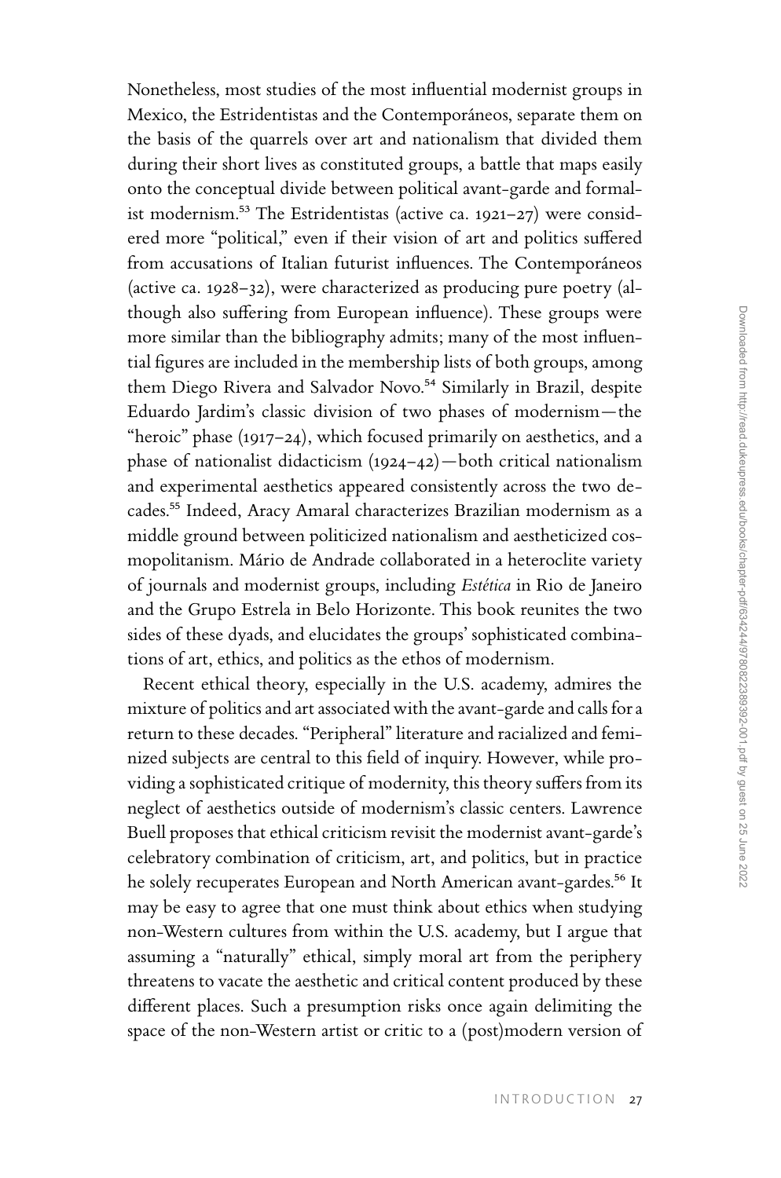Nonetheless, most studies of the most influential modernist groups in Mexico, the Estridentistas and the Contemporáneos, separate them on the basis of the quarrels over art and nationalism that divided them during their short lives as constituted groups, a battle that maps easily onto the conceptual divide between political avant-garde and formalist modernism.[53] The Estridentistas (active ca. 1921–27) were considered more "political," even if their vision of art and politics suffered from accusations of Italian futurist influences. The Contemporáneos (active ca. 1928–32), were characterized as producing pure poetry (although also suffering from European influence). These groups were more similar than the bibliography admits; many of the most influential figures are included in the membership lists of both groups, among them Diego Rivera and Salvador Novo.[54] Similarly in Brazil, despite Eduardo Jardim's classic division of two phases of modernism—the "heroic" phase (1917–24), which focused primarily on aesthetics, and a phase of nationalist didacticism (1924–42)—both critical nationalism and experimental aesthetics appeared consistently across the two decades.[55] Indeed, Aracy Amaral characterizes Brazilian modernism as a middle ground between politicized nationalism and aestheticized cosmopolitanism. Mário de Andrade collaborated in a heteroclite variety of journals and modernist groups, including *Estética* in Rio de Janeiro and the Grupo Estrela in Belo Horizonte. This book reunites the two sides of these dyads, and elucidates the groups' sophisticated combinations of art, ethics, and politics as the ethos of modernism.

Recent ethical theory, especially in the U.S. academy, admires the mixture of politics and art associated with the avant-garde and calls for a return to these decades. "Peripheral" literature and racialized and feminized subjects are central to this field of inquiry. However, while providing a sophisticated critique of modernity, this theory suffers from its neglect of aesthetics outside of modernism's classic centers. Lawrence Buell proposes that ethical criticism revisit the modernist avant-garde's celebratory combination of criticism, art, and politics, but in practice he solely recuperates European and North American avant-gardes.[56] It may be easy to agree that one must think about ethics when studying non-Western cultures from within the U.S. academy, but I argue that assuming a "naturally" ethical, simply moral art from the periphery threatens to vacate the aesthetic and critical content produced by these different places. Such a presumption risks once again delimiting the space of the non-Western artist or critic to a (post)modern version of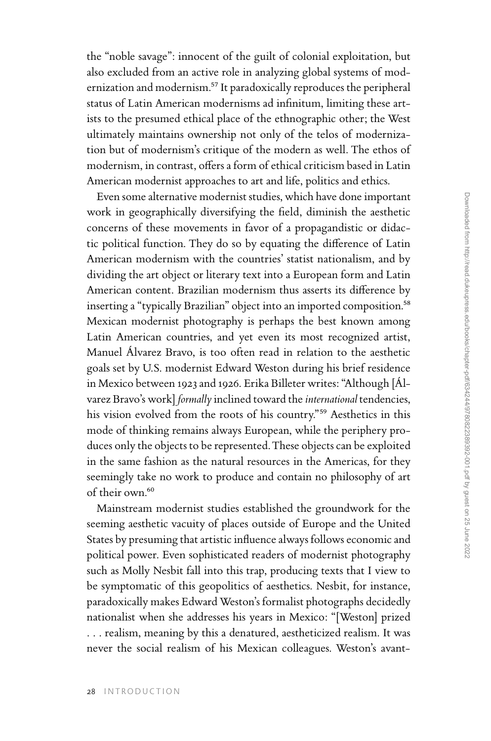the "noble savage": innocent of the guilt of colonial exploitation, but also excluded from an active role in analyzing global systems of modernization and modernism.[57] It paradoxically reproduces the peripheral status of Latin American modernisms ad infinitum, limiting these artists to the presumed ethical place of the ethnographic other; the West ultimately maintains ownership not only of the telos of modernization but of modernism's critique of the modern as well. The ethos of modernism, in contrast, offers a form of ethical criticism based in Latin American modernist approaches to art and life, politics and ethics.

Even some alternative modernist studies, which have done important work in geographically diversifying the field, diminish the aesthetic concerns of these movements in favor of a propagandistic or didactic political function. They do so by equating the difference of Latin American modernism with the countries' statist nationalism, and by dividing the art object or literary text into a European form and Latin American content. Brazilian modernism thus asserts its difference by inserting a "typically Brazilian" object into an imported composition.[58] Mexican modernist photography is perhaps the best known among Latin American countries, and yet even its most recognized artist, Manuel Álvarez Bravo, is too often read in relation to the aesthetic goals set by U.S. modernist Edward Weston during his brief residence in Mexico between 1923 and 1926. Erika Billeter writes: "Although [Álvarez Bravo's work] *formally* inclined toward the *international* tendencies, his vision evolved from the roots of his country."[59] Aesthetics in this mode of thinking remains always European, while the periphery produces only the objects to be represented. These objects can be exploited in the same fashion as the natural resources in the Americas, for they seemingly take no work to produce and contain no philosophy of art of their own.[60]

Mainstream modernist studies established the groundwork for the seeming aesthetic vacuity of places outside of Europe and the United States by presuming that artistic influence always follows economic and political power. Even sophisticated readers of modernist photography such as Molly Nesbit fall into this trap, producing texts that I view to be symptomatic of this geopolitics of aesthetics. Nesbit, for instance, paradoxically makes Edward Weston's formalist photographs decidedly nationalist when she addresses his years in Mexico: "[Weston] prized . . . realism, meaning by this a denatured, aestheticized realism. It was never the social realism of his Mexican colleagues. Weston's avant-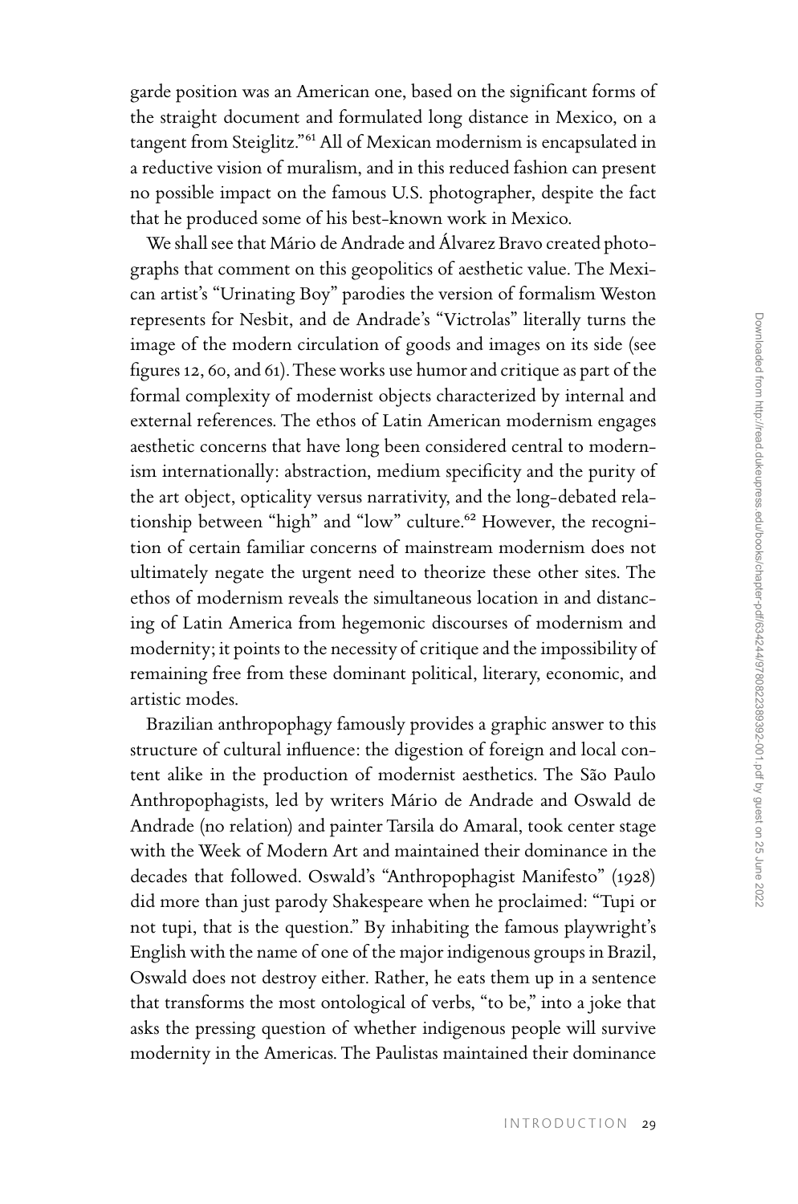garde position was an American one, based on the significant forms of the straight document and formulated long distance in Mexico, on a tangent from Steiglitz."[61] All of Mexican modernism is encapsulated in a reductive vision of muralism, and in this reduced fashion can present no possible impact on the famous U.S. photographer, despite the fact that he produced some of his best-known work in Mexico.

We shall see that Mário de Andrade and Álvarez Bravo created photographs that comment on this geopolitics of aesthetic value. The Mexican artist's "Urinating Boy" parodies the version of formalism Weston represents for Nesbit, and de Andrade's "Victrolas" literally turns the image of the modern circulation of goods and images on its side (see figures 12, 60, and 61). These works use humor and critique as part of the formal complexity of modernist objects characterized by internal and external references. The ethos of Latin American modernism engages aesthetic concerns that have long been considered central to modernism internationally: abstraction, medium specificity and the purity of the art object, opticality versus narrativity, and the long-debated relationship between "high" and "low" culture.[62] However, the recognition of certain familiar concerns of mainstream modernism does not ultimately negate the urgent need to theorize these other sites. The ethos of modernism reveals the simultaneous location in and distancing of Latin America from hegemonic discourses of modernism and modernity; it points to the necessity of critique and the impossibility of remaining free from these dominant political, literary, economic, and artistic modes.

Brazilian anthropophagy famously provides a graphic answer to this structure of cultural influence: the digestion of foreign and local content alike in the production of modernist aesthetics. The São Paulo Anthropophagists, led by writers Mário de Andrade and Oswald de Andrade (no relation) and painter Tarsila do Amaral, took center stage with the Week of Modern Art and maintained their dominance in the decades that followed. Oswald's "Anthropophagist Manifesto" (1928) did more than just parody Shakespeare when he proclaimed: "Tupi or not tupi, that is the question." By inhabiting the famous playwright's English with the name of one of the major indigenous groups in Brazil, Oswald does not destroy either. Rather, he eats them up in a sentence that transforms the most ontological of verbs, "to be," into a joke that asks the pressing question of whether indigenous people will survive modernity in the Americas. The Paulistas maintained their dominance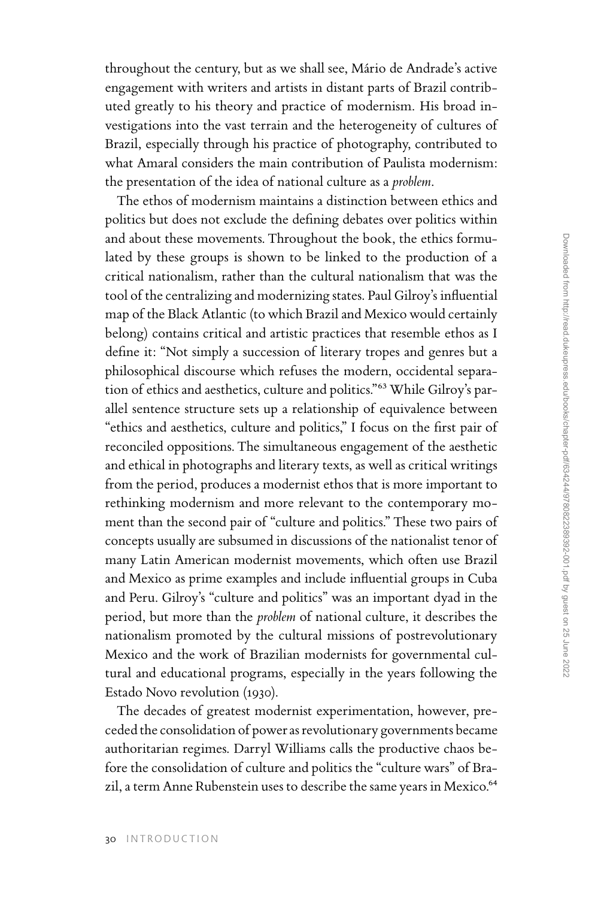throughout the century, but as we shall see, Mário de Andrade's active engagement with writers and artists in distant parts of Brazil contributed greatly to his theory and practice of modernism. His broad investigations into the vast terrain and the heterogeneity of cultures of Brazil, especially through his practice of photography, contributed to what Amaral considers the main contribution of Paulista modernism: the presentation of the idea of national culture as a *problem*.

The ethos of modernism maintains a distinction between ethics and politics but does not exclude the defining debates over politics within and about these movements. Throughout the book, the ethics formulated by these groups is shown to be linked to the production of a critical nationalism, rather than the cultural nationalism that was the tool of the centralizing and modernizing states. Paul Gilroy's influential map of the Black Atlantic (to which Brazil and Mexico would certainly belong) contains critical and artistic practices that resemble ethos as I define it: "Not simply a succession of literary tropes and genres but a philosophical discourse which refuses the modern, occidental separation of ethics and aesthetics, culture and politics."[63] While Gilroy's parallel sentence structure sets up a relationship of equivalence between "ethics and aesthetics, culture and politics," I focus on the first pair of reconciled oppositions. The simultaneous engagement of the aesthetic and ethical in photographs and literary texts, as well as critical writings from the period, produces a modernist ethos that is more important to rethinking modernism and more relevant to the contemporary moment than the second pair of "culture and politics." These two pairs of concepts usually are subsumed in discussions of the nationalist tenor of many Latin American modernist movements, which often use Brazil and Mexico as prime examples and include influential groups in Cuba and Peru. Gilroy's "culture and politics" was an important dyad in the period, but more than the *problem* of national culture, it describes the nationalism promoted by the cultural missions of postrevolutionary Mexico and the work of Brazilian modernists for governmental cultural and educational programs, especially in the years following the Estado Novo revolution (1930).

The decades of greatest modernist experimentation, however, preceded the consolidation of power as revolutionary governments became authoritarian regimes. Darryl Williams calls the productive chaos before the consolidation of culture and politics the "culture wars" of Brazil, a term Anne Rubenstein uses to describe the same years in Mexico.[64]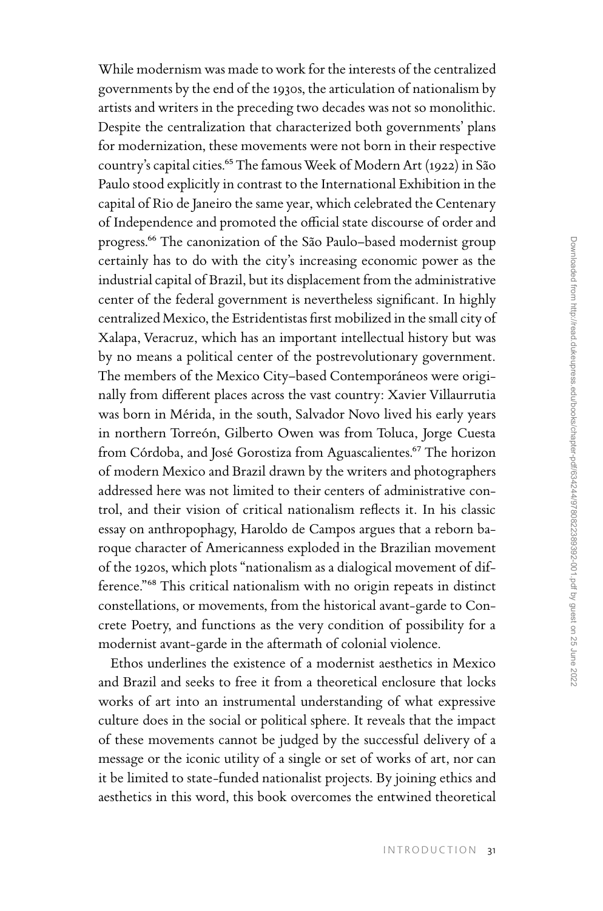While modernism was made to work for the interests of the centralized governments by the end of the 1930s, the articulation of nationalism by artists and writers in the preceding two decades was not so monolithic. Despite the centralization that characterized both governments' plans for modernization, these movements were not born in their respective country's capital cities.[65] The famous Week of Modern Art (1922) in São Paulo stood explicitly in contrast to the International Exhibition in the capital of Rio de Janeiro the same year, which celebrated the Centenary of Independence and promoted the official state discourse of order and progress.[66] The canonization of the São Paulo–based modernist group certainly has to do with the city's increasing economic power as the industrial capital of Brazil, but its displacement from the administrative center of the federal government is nevertheless significant. In highly centralized Mexico, the Estridentistas first mobilized in the small city of Xalapa, Veracruz, which has an important intellectual history but was by no means a political center of the postrevolutionary government. The members of the Mexico City–based Contemporáneos were originally from different places across the vast country: Xavier Villaurrutia was born in Mérida, in the south, Salvador Novo lived his early years in northern Torreón, Gilberto Owen was from Toluca, Jorge Cuesta from Córdoba, and José Gorostiza from Aguascalientes.[67] The horizon of modern Mexico and Brazil drawn by the writers and photographers addressed here was not limited to their centers of administrative control, and their vision of critical nationalism reflects it. In his classic essay on anthropophagy, Haroldo de Campos argues that a reborn baroque character of Americanness exploded in the Brazilian movement of the 1920s, which plots "nationalism as a dialogical movement of difference."[68] This critical nationalism with no origin repeats in distinct constellations, or movements, from the historical avant-garde to Concrete Poetry, and functions as the very condition of possibility for a modernist avant-garde in the aftermath of colonial violence.

Ethos underlines the existence of a modernist aesthetics in Mexico and Brazil and seeks to free it from a theoretical enclosure that locks works of art into an instrumental understanding of what expressive culture does in the social or political sphere. It reveals that the impact of these movements cannot be judged by the successful delivery of a message or the iconic utility of a single or set of works of art, nor can it be limited to state-funded nationalist projects. By joining ethics and aesthetics in this word, this book overcomes the entwined theoretical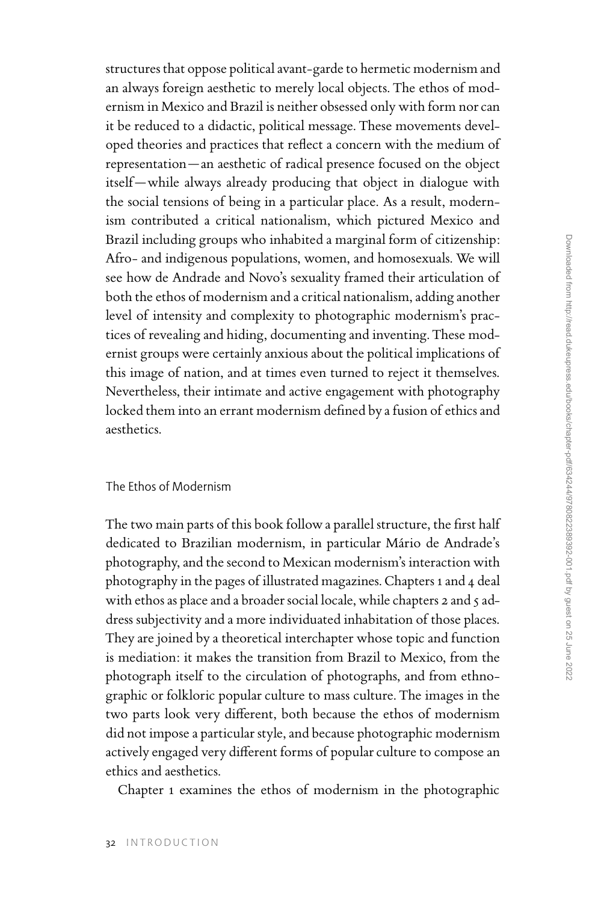structures that oppose political avant-garde to hermetic modernism and an always foreign aesthetic to merely local objects. The ethos of modernism in Mexico and Brazil is neither obsessed only with form nor can it be reduced to a didactic, political message. These movements developed theories and practices that reflect a concern with the medium of representation—an aesthetic of radical presence focused on the object itself—while always already producing that object in dialogue with the social tensions of being in a particular place. As a result, modernism contributed a critical nationalism, which pictured Mexico and Brazil including groups who inhabited a marginal form of citizenship: Afro- and indigenous populations, women, and homosexuals. We will see how de Andrade and Novo's sexuality framed their articulation of both the ethos of modernism and a critical nationalism, adding another level of intensity and complexity to photographic modernism's practices of revealing and hiding, documenting and inventing. These modernist groups were certainly anxious about the political implications of this image of nation, and at times even turned to reject it themselves. Nevertheless, their intimate and active engagement with photography locked them into an errant modernism defined by a fusion of ethics and aesthetics.

## The Ethos of Modernism

The two main parts of this book follow a parallel structure, the first half dedicated to Brazilian modernism, in particular Mário de Andrade's photography, and the second to Mexican modernism's interaction with photography in the pages of illustrated magazines. Chapters 1 and 4 deal with ethos as place and a broader social locale, while chapters 2 and 5 address subjectivity and a more individuated inhabitation of those places. They are joined by a theoretical interchapter whose topic and function is mediation: it makes the transition from Brazil to Mexico, from the photograph itself to the circulation of photographs, and from ethnographic or folkloric popular culture to mass culture. The images in the two parts look very different, both because the ethos of modernism did not impose a particular style, and because photographic modernism actively engaged very different forms of popular culture to compose an ethics and aesthetics.

Chapter 1 examines the ethos of modernism in the photographic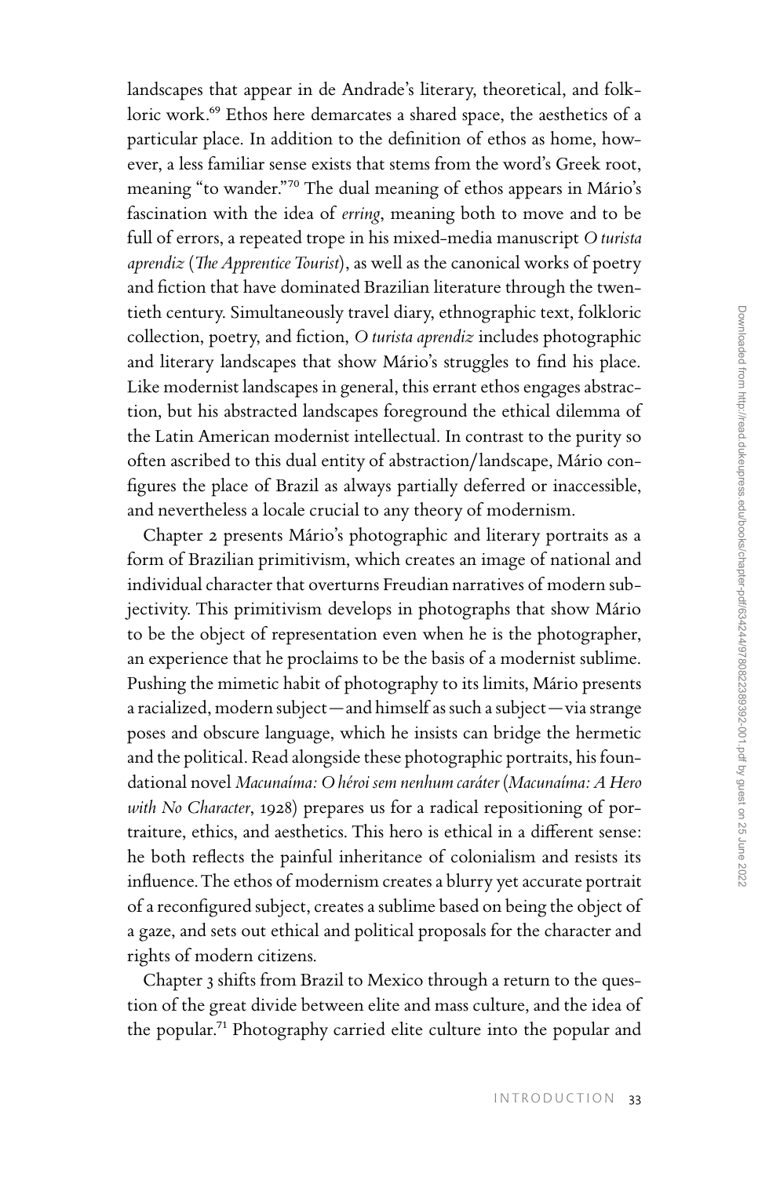landscapes that appear in de Andrade's literary, theoretical, and folkloric work.[69] Ethos here demarcates a shared space, the aesthetics of a particular place. In addition to the definition of ethos as home, however, a less familiar sense exists that stems from the word's Greek root, meaning "to wander."[70] The dual meaning of ethos appears in Mário's fascination with the idea of *erring*, meaning both to move and to be full of errors, a repeated trope in his mixed-media manuscript *O turista aprendiz* (*The Apprentice Tourist*), as well as the canonical works of poetry and fiction that have dominated Brazilian literature through the twentieth century. Simultaneously travel diary, ethnographic text, folkloric collection, poetry, and fiction, *O turista aprendiz* includes photographic and literary landscapes that show Mário's struggles to find his place. Like modernist landscapes in general, this errant ethos engages abstraction, but his abstracted landscapes foreground the ethical dilemma of the Latin American modernist intellectual. In contrast to the purity so often ascribed to this dual entity of abstraction/landscape, Mário configures the place of Brazil as always partially deferred or inaccessible, and nevertheless a locale crucial to any theory of modernism.

Chapter 2 presents Mário's photographic and literary portraits as a form of Brazilian primitivism, which creates an image of national and individual character that overturns Freudian narratives of modern subjectivity. This primitivism develops in photographs that show Mário to be the object of representation even when he is the photographer, an experience that he proclaims to be the basis of a modernist sublime. Pushing the mimetic habit of photography to its limits, Mário presents a racialized, modern subject—and himself as such a subject—via strange poses and obscure language, which he insists can bridge the hermetic and the political. Read alongside these photographic portraits, his foundational novel *Macunaíma: O héroi sem nenhum caráter* (*Macunaíma: A Hero with No Character*, 1928) prepares us for a radical repositioning of portraiture, ethics, and aesthetics. This hero is ethical in a different sense: he both reflects the painful inheritance of colonialism and resists its influence. The ethos of modernism creates a blurry yet accurate portrait of a reconfigured subject, creates a sublime based on being the object of a gaze, and sets out ethical and political proposals for the character and rights of modern citizens.

Chapter 3 shifts from Brazil to Mexico through a return to the question of the great divide between elite and mass culture, and the idea of the popular.[71] Photography carried elite culture into the popular and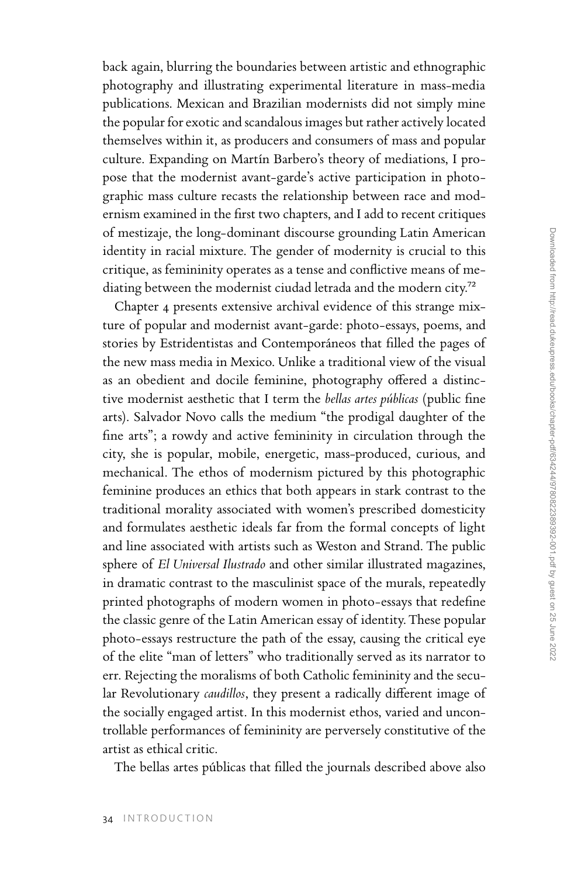back again, blurring the boundaries between artistic and ethnographic photography and illustrating experimental literature in mass-media publications. Mexican and Brazilian modernists did not simply mine the popular for exotic and scandalous images but rather actively located themselves within it, as producers and consumers of mass and popular culture. Expanding on Martín Barbero's theory of mediations, I propose that the modernist avant-garde's active participation in photographic mass culture recasts the relationship between race and modernism examined in the first two chapters, and I add to recent critiques of mestizaje, the long-dominant discourse grounding Latin American identity in racial mixture. The gender of modernity is crucial to this critique, as femininity operates as a tense and conflictive means of mediating between the modernist ciudad letrada and the modern city.[72]

Chapter 4 presents extensive archival evidence of this strange mixture of popular and modernist avant-garde: photo-essays, poems, and stories by Estridentistas and Contemporáneos that filled the pages of the new mass media in Mexico. Unlike a traditional view of the visual as an obedient and docile feminine, photography offered a distinctive modernist aesthetic that I term the *bellas artes públicas* (public fine arts). Salvador Novo calls the medium "the prodigal daughter of the fine arts"; a rowdy and active femininity in circulation through the city, she is popular, mobile, energetic, mass-produced, curious, and mechanical. The ethos of modernism pictured by this photographic feminine produces an ethics that both appears in stark contrast to the traditional morality associated with women's prescribed domesticity and formulates aesthetic ideals far from the formal concepts of light and line associated with artists such as Weston and Strand. The public sphere of *El Universal Ilustrado* and other similar illustrated magazines, in dramatic contrast to the masculinist space of the murals, repeatedly printed photographs of modern women in photo-essays that redefine the classic genre of the Latin American essay of identity. These popular photo-essays restructure the path of the essay, causing the critical eye of the elite "man of letters" who traditionally served as its narrator to err. Rejecting the moralisms of both Catholic femininity and the secular Revolutionary *caudillos*, they present a radically different image of the socially engaged artist. In this modernist ethos, varied and uncontrollable performances of femininity are perversely constitutive of the artist as ethical critic.

The bellas artes públicas that filled the journals described above also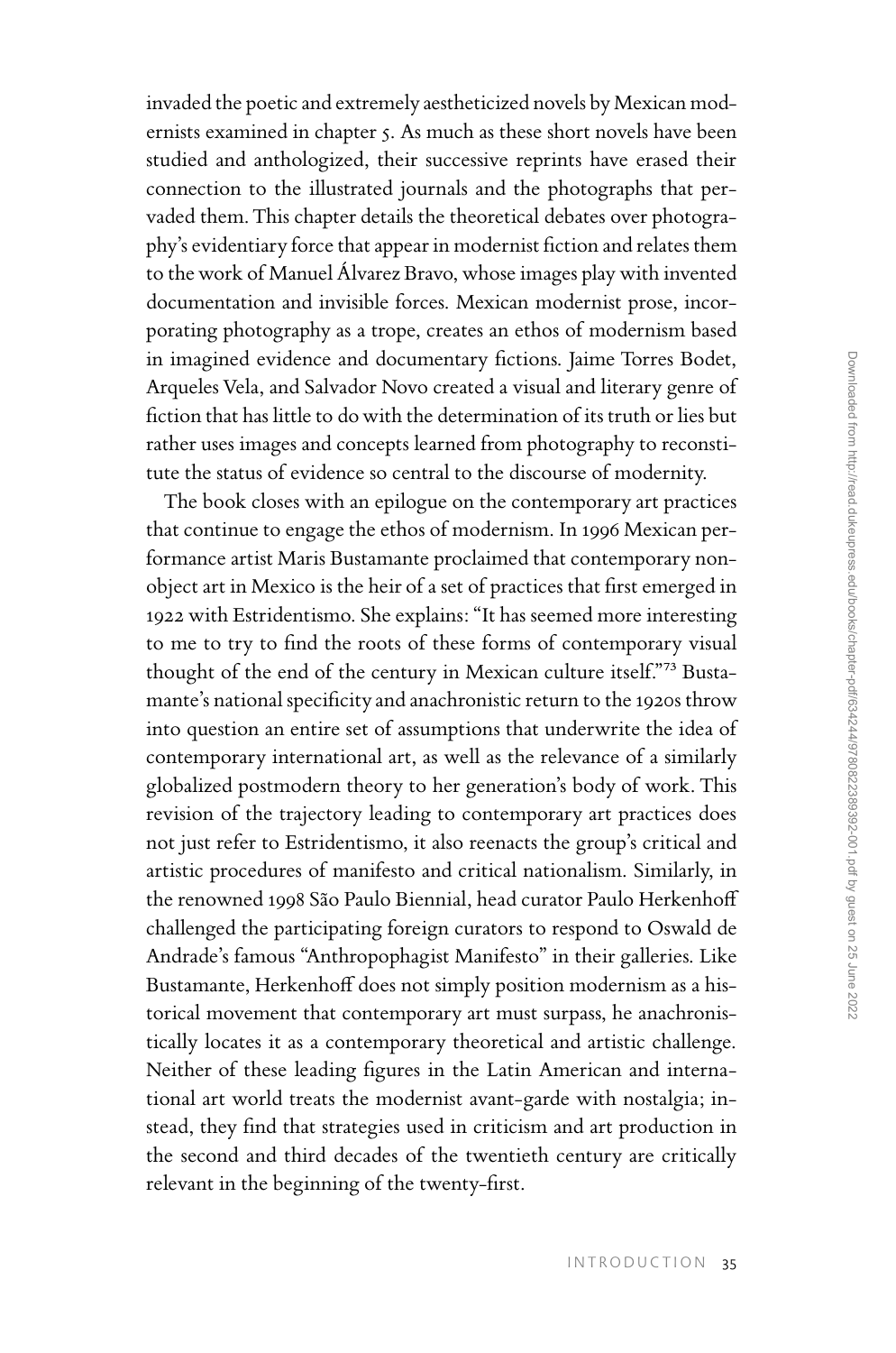invaded the poetic and extremely aestheticized novels by Mexican modernists examined in chapter 5. As much as these short novels have been studied and anthologized, their successive reprints have erased their connection to the illustrated journals and the photographs that pervaded them. This chapter details the theoretical debates over photography's evidentiary force that appear in modernist fiction and relates them to the work of Manuel Álvarez Bravo, whose images play with invented documentation and invisible forces. Mexican modernist prose, incorporating photography as a trope, creates an ethos of modernism based in imagined evidence and documentary fictions. Jaime Torres Bodet, Arqueles Vela, and Salvador Novo created a visual and literary genre of fiction that has little to do with the determination of its truth or lies but rather uses images and concepts learned from photography to reconstitute the status of evidence so central to the discourse of modernity.

The book closes with an epilogue on the contemporary art practices that continue to engage the ethos of modernism. In 1996 Mexican performance artist Maris Bustamante proclaimed that contemporary non-object art in Mexico is the heir of a set of practices that first emerged in 1922 with Estridentismo. She explains: "It has seemed more interesting to me to try to find the roots of these forms of contemporary visual thought of the end of the century in Mexican culture itself."[73] Bustamante's national specificity and anachronistic return to the 1920s throw into question an entire set of assumptions that underwrite the idea of contemporary international art, as well as the relevance of a similarly globalized postmodern theory to her generation's body of work. This revision of the trajectory leading to contemporary art practices does not just refer to Estridentismo, it also reenacts the group's critical and artistic procedures of manifesto and critical nationalism. Similarly, in the renowned 1998 São Paulo Biennial, head curator Paulo Herkenhoff challenged the participating foreign curators to respond to Oswald de Andrade's famous "Anthropophagist Manifesto" in their galleries. Like Bustamante, Herkenhoff does not simply position modernism as a historical movement that contemporary art must surpass, he anachronistically locates it as a contemporary theoretical and artistic challenge. Neither of these leading figures in the Latin American and international art world treats the modernist avant-garde with nostalgia; instead, they find that strategies used in criticism and art production in the second and third decades of the twentieth century are critically relevant in the beginning of the twenty-first.